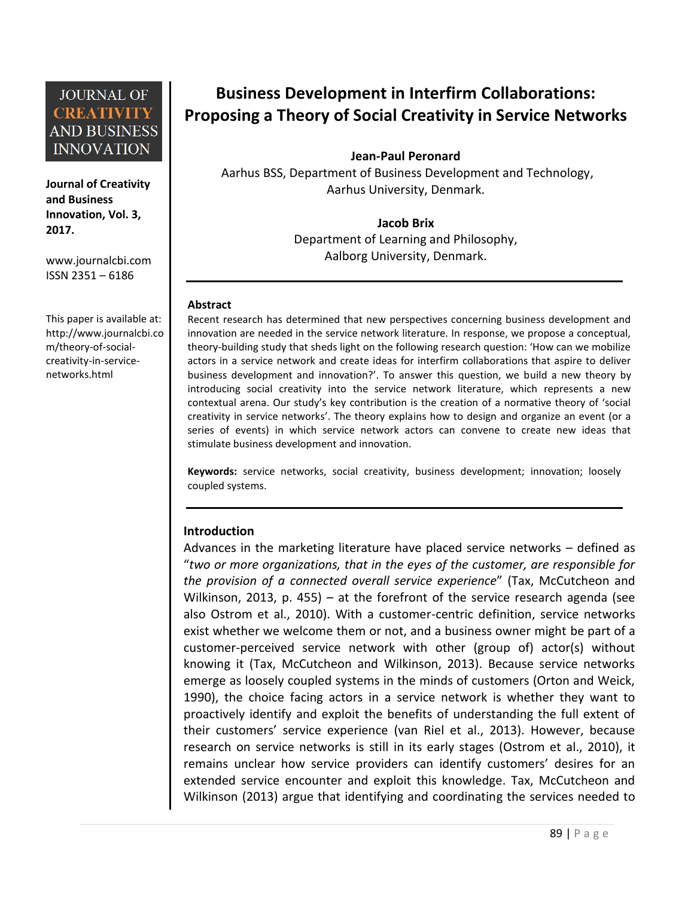# Business Development in Interfirm Collaborations: Proposing a Theory of Social Creativity in Service Networks

**Jean-Paul Peronard**
Aarhus BSS, Department of Business Development and Technology, Aarhus University, Denmark.

**Jacob Brix**
Department of Learning and Philosophy, Aalborg University, Denmark.

JOURNAL OF CREATIVITY AND BUSINESS INNOVATION

**Journal of Creativity and Business Innovation, Vol. 3, 2017.**

www.journalcbi.com
ISSN 2351 – 6186

This paper is available at: http://www.journalcbi.com/theory-of-social-creativity-in-service-networks.html

## Abstract

Recent research has determined that new perspectives concerning business development and innovation are needed in the service network literature. In response, we propose a conceptual, theory-building study that sheds light on the following research question: 'How can we mobilize actors in a service network and create ideas for interfirm collaborations that aspire to deliver business development and innovation?'. To answer this question, we build a new theory by introducing social creativity into the service network literature, which represents a new contextual arena. Our study's key contribution is the creation of a normative theory of 'social creativity in service networks'. The theory explains how to design and organize an event (or a series of events) in which service network actors can convene to create new ideas that stimulate business development and innovation.

**Keywords:** service networks, social creativity, business development; innovation; loosely coupled systems.

## Introduction

Advances in the marketing literature have placed service networks – defined as "*two or more organizations, that in the eyes of the customer, are responsible for the provision of a connected overall service experience*" (Tax, McCutcheon and Wilkinson, 2013, p. 455) – at the forefront of the service research agenda (see also Ostrom et al., 2010). With a customer-centric definition, service networks exist whether we welcome them or not, and a business owner might be part of a customer-perceived service network with other (group of) actor(s) without knowing it (Tax, McCutcheon and Wilkinson, 2013). Because service networks emerge as loosely coupled systems in the minds of customers (Orton and Weick, 1990), the choice facing actors in a service network is whether they want to proactively identify and exploit the benefits of understanding the full extent of their customers' service experience (van Riel et al., 2013). However, because research on service networks is still in its early stages (Ostrom et al., 2010), it remains unclear how service providers can identify customers' desires for an extended service encounter and exploit this knowledge. Tax, McCutcheon and Wilkinson (2013) argue that identifying and coordinating the services needed to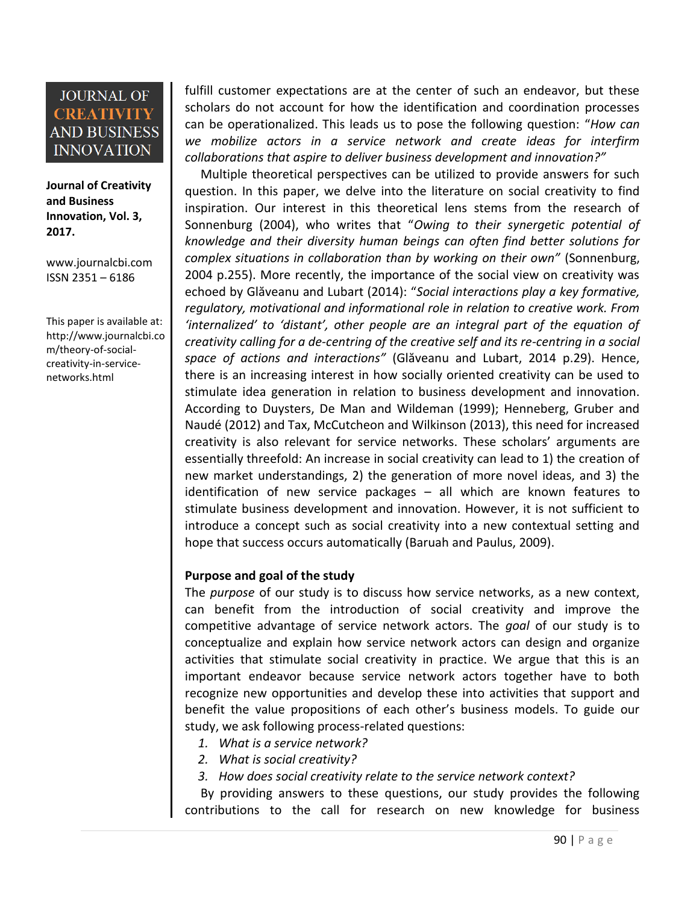fulfill customer expectations are at the center of such an endeavor, but these scholars do not account for how the identification and coordination processes can be operationalized. This leads us to pose the following question: "*How can we mobilize actors in a service network and create ideas for interfirm collaborations that aspire to deliver business development and innovation?"*

Multiple theoretical perspectives can be utilized to provide answers for such question. In this paper, we delve into the literature on social creativity to find inspiration. Our interest in this theoretical lens stems from the research of Sonnenburg (2004), who writes that "*Owing to their synergetic potential of knowledge and their diversity human beings can often find better solutions for complex situations in collaboration than by working on their own"* (Sonnenburg, 2004 p.255). More recently, the importance of the social view on creativity was echoed by Glăveanu and Lubart (2014): "*Social interactions play a key formative, regulatory, motivational and informational role in relation to creative work. From 'internalized' to 'distant', other people are an integral part of the equation of creativity calling for a de-centring of the creative self and its re-centring in a social space of actions and interactions"* (Glăveanu and Lubart, 2014 p.29). Hence, there is an increasing interest in how socially oriented creativity can be used to stimulate idea generation in relation to business development and innovation. According to Duysters, De Man and Wildeman (1999); Henneberg, Gruber and Naudé (2012) and Tax, McCutcheon and Wilkinson (2013), this need for increased creativity is also relevant for service networks. These scholars' arguments are essentially threefold: An increase in social creativity can lead to 1) the creation of new market understandings, 2) the generation of more novel ideas, and 3) the identification of new service packages – all which are known features to stimulate business development and innovation. However, it is not sufficient to introduce a concept such as social creativity into a new contextual setting and hope that success occurs automatically (Baruah and Paulus, 2009).

**Purpose and goal of the study**

The *purpose* of our study is to discuss how service networks, as a new context, can benefit from the introduction of social creativity and improve the competitive advantage of service network actors. The *goal* of our study is to conceptualize and explain how service network actors can design and organize activities that stimulate social creativity in practice. We argue that this is an important endeavor because service network actors together have to both recognize new opportunities and develop these into activities that support and benefit the value propositions of each other's business models. To guide our study, we ask following process-related questions:

1. *What is a service network?*
2. *What is social creativity?*
3. *How does social creativity relate to the service network context?*

By providing answers to these questions, our study provides the following contributions to the call for research on new knowledge for business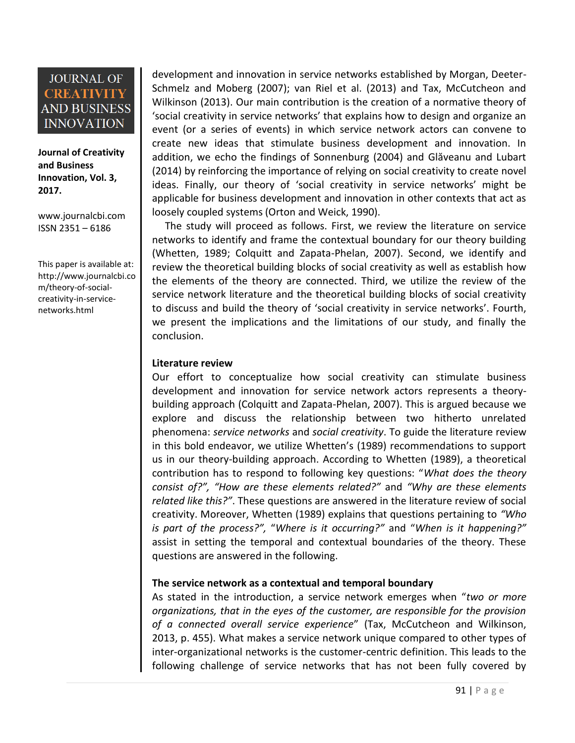development and innovation in service networks established by Morgan, Deeter-Schmelz and Moberg (2007); van Riel et al. (2013) and Tax, McCutcheon and Wilkinson (2013). Our main contribution is the creation of a normative theory of 'social creativity in service networks' that explains how to design and organize an event (or a series of events) in which service network actors can convene to create new ideas that stimulate business development and innovation. In addition, we echo the findings of Sonnenburg (2004) and Glăveanu and Lubart (2014) by reinforcing the importance of relying on social creativity to create novel ideas. Finally, our theory of 'social creativity in service networks' might be applicable for business development and innovation in other contexts that act as loosely coupled systems (Orton and Weick, 1990).

The study will proceed as follows. First, we review the literature on service networks to identify and frame the contextual boundary for our theory building (Whetten, 1989; Colquitt and Zapata-Phelan, 2007). Second, we identify and review the theoretical building blocks of social creativity as well as establish how the elements of the theory are connected. Third, we utilize the review of the service network literature and the theoretical building blocks of social creativity to discuss and build the theory of 'social creativity in service networks'. Fourth, we present the implications and the limitations of our study, and finally the conclusion.

**Literature review**

Our effort to conceptualize how social creativity can stimulate business development and innovation for service network actors represents a theory-building approach (Colquitt and Zapata-Phelan, 2007). This is argued because we explore and discuss the relationship between two hitherto unrelated phenomena: *service networks* and *social creativity*. To guide the literature review in this bold endeavor, we utilize Whetten's (1989) recommendations to support us in our theory-building approach. According to Whetten (1989), a theoretical contribution has to respond to following key questions: "*What does the theory consist of?", "How are these elements related?"* and *"Why are these elements related like this?"*. These questions are answered in the literature review of social creativity. Moreover, Whetten (1989) explains that questions pertaining to *"Who is part of the process?",* "*Where is it occurring?"* and "*When is it happening?"* assist in setting the temporal and contextual boundaries of the theory. These questions are answered in the following.

**The service network as a contextual and temporal boundary**

As stated in the introduction, a service network emerges when "*two or more organizations, that in the eyes of the customer, are responsible for the provision of a connected overall service experience*" (Tax, McCutcheon and Wilkinson, 2013, p. 455). What makes a service network unique compared to other types of inter-organizational networks is the customer-centric definition. This leads to the following challenge of service networks that has not been fully covered by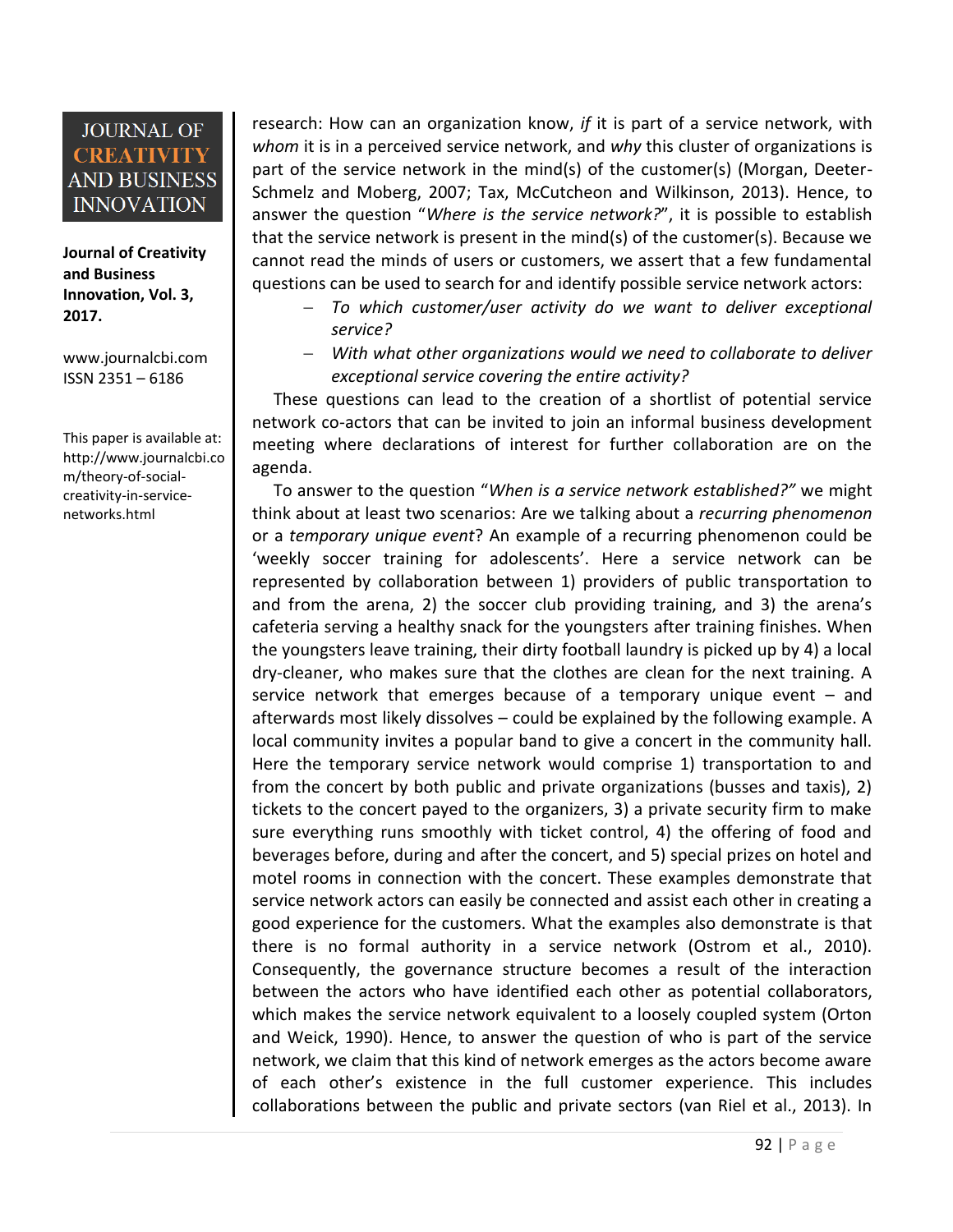research: How can an organization know, *if* it is part of a service network, with *whom* it is in a perceived service network, and *why* this cluster of organizations is part of the service network in the mind(s) of the customer(s) (Morgan, Deeter-Schmelz and Moberg, 2007; Tax, McCutcheon and Wilkinson, 2013). Hence, to answer the question "*Where is the service network?*", it is possible to establish that the service network is present in the mind(s) of the customer(s). Because we cannot read the minds of users or customers, we assert that a few fundamental questions can be used to search for and identify possible service network actors:

- *To which customer/user activity do we want to deliver exceptional service?*
- *With what other organizations would we need to collaborate to deliver exceptional service covering the entire activity?*

These questions can lead to the creation of a shortlist of potential service network co-actors that can be invited to join an informal business development meeting where declarations of interest for further collaboration are on the agenda.

To answer to the question "*When is a service network established?*" we might think about at least two scenarios: Are we talking about a *recurring phenomenon* or a *temporary unique event*? An example of a recurring phenomenon could be 'weekly soccer training for adolescents'. Here a service network can be represented by collaboration between 1) providers of public transportation to and from the arena, 2) the soccer club providing training, and 3) the arena's cafeteria serving a healthy snack for the youngsters after training finishes. When the youngsters leave training, their dirty football laundry is picked up by 4) a local dry-cleaner, who makes sure that the clothes are clean for the next training. A service network that emerges because of a temporary unique event – and afterwards most likely dissolves – could be explained by the following example. A local community invites a popular band to give a concert in the community hall. Here the temporary service network would comprise 1) transportation to and from the concert by both public and private organizations (busses and taxis), 2) tickets to the concert payed to the organizers, 3) a private security firm to make sure everything runs smoothly with ticket control, 4) the offering of food and beverages before, during and after the concert, and 5) special prizes on hotel and motel rooms in connection with the concert. These examples demonstrate that service network actors can easily be connected and assist each other in creating a good experience for the customers. What the examples also demonstrate is that there is no formal authority in a service network (Ostrom et al., 2010). Consequently, the governance structure becomes a result of the interaction between the actors who have identified each other as potential collaborators, which makes the service network equivalent to a loosely coupled system (Orton and Weick, 1990). Hence, to answer the question of who is part of the service network, we claim that this kind of network emerges as the actors become aware of each other's existence in the full customer experience. This includes collaborations between the public and private sectors (van Riel et al., 2013). In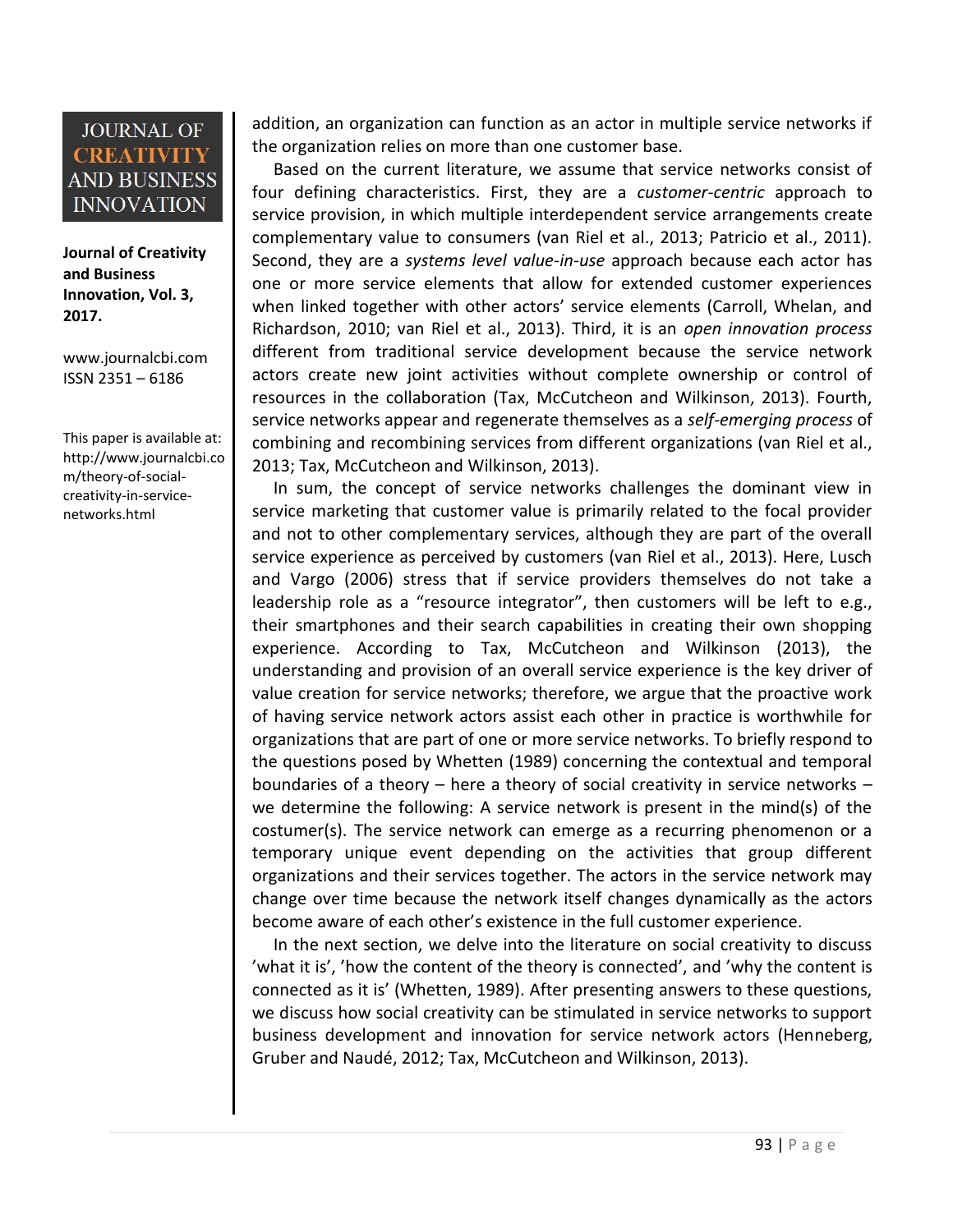addition, an organization can function as an actor in multiple service networks if the organization relies on more than one customer base.

Based on the current literature, we assume that service networks consist of four defining characteristics. First, they are a *customer-centric* approach to service provision, in which multiple interdependent service arrangements create complementary value to consumers (van Riel et al., 2013; Patricio et al., 2011). Second, they are a *systems level value-in-use* approach because each actor has one or more service elements that allow for extended customer experiences when linked together with other actors' service elements (Carroll, Whelan, and Richardson, 2010; van Riel et al., 2013). Third, it is an *open innovation process* different from traditional service development because the service network actors create new joint activities without complete ownership or control of resources in the collaboration (Tax, McCutcheon and Wilkinson, 2013). Fourth, service networks appear and regenerate themselves as a *self-emerging process* of combining and recombining services from different organizations (van Riel et al., 2013; Tax, McCutcheon and Wilkinson, 2013).

In sum, the concept of service networks challenges the dominant view in service marketing that customer value is primarily related to the focal provider and not to other complementary services, although they are part of the overall service experience as perceived by customers (van Riel et al., 2013). Here, Lusch and Vargo (2006) stress that if service providers themselves do not take a leadership role as a "resource integrator", then customers will be left to e.g., their smartphones and their search capabilities in creating their own shopping experience. According to Tax, McCutcheon and Wilkinson (2013), the understanding and provision of an overall service experience is the key driver of value creation for service networks; therefore, we argue that the proactive work of having service network actors assist each other in practice is worthwhile for organizations that are part of one or more service networks. To briefly respond to the questions posed by Whetten (1989) concerning the contextual and temporal boundaries of a theory – here a theory of social creativity in service networks – we determine the following: A service network is present in the mind(s) of the costumer(s). The service network can emerge as a recurring phenomenon or a temporary unique event depending on the activities that group different organizations and their services together. The actors in the service network may change over time because the network itself changes dynamically as the actors become aware of each other's existence in the full customer experience.

In the next section, we delve into the literature on social creativity to discuss 'what it is', 'how the content of the theory is connected', and 'why the content is connected as it is' (Whetten, 1989). After presenting answers to these questions, we discuss how social creativity can be stimulated in service networks to support business development and innovation for service network actors (Henneberg, Gruber and Naudé, 2012; Tax, McCutcheon and Wilkinson, 2013).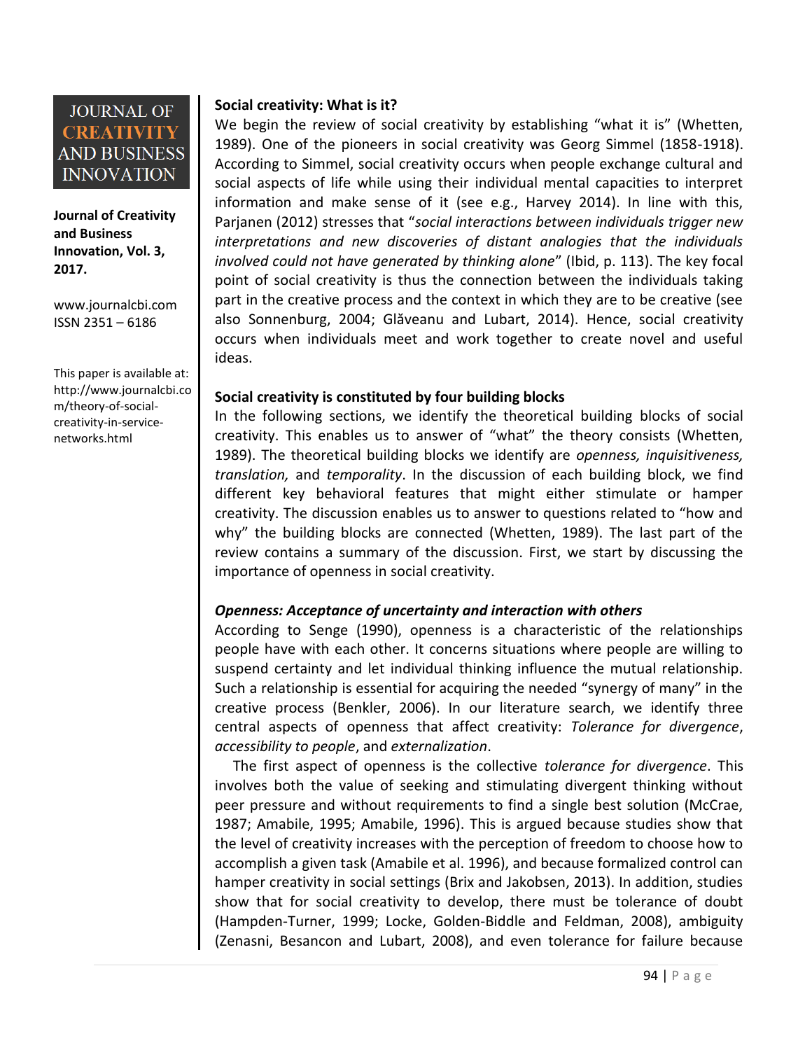### Social creativity: What is it?

We begin the review of social creativity by establishing "what it is" (Whetten, 1989). One of the pioneers in social creativity was Georg Simmel (1858-1918). According to Simmel, social creativity occurs when people exchange cultural and social aspects of life while using their individual mental capacities to interpret information and make sense of it (see e.g., Harvey 2014). In line with this, Parjanen (2012) stresses that "*social interactions between individuals trigger new interpretations and new discoveries of distant analogies that the individuals involved could not have generated by thinking alone*" (Ibid, p. 113). The key focal point of social creativity is thus the connection between the individuals taking part in the creative process and the context in which they are to be creative (see also Sonnenburg, 2004; Glăveanu and Lubart, 2014). Hence, social creativity occurs when individuals meet and work together to create novel and useful ideas.

### Social creativity is constituted by four building blocks

In the following sections, we identify the theoretical building blocks of social creativity. This enables us to answer of "what" the theory consists (Whetten, 1989). The theoretical building blocks we identify are *openness, inquisitiveness, translation,* and *temporality*. In the discussion of each building block, we find different key behavioral features that might either stimulate or hamper creativity. The discussion enables us to answer to questions related to "how and why" the building blocks are connected (Whetten, 1989). The last part of the review contains a summary of the discussion. First, we start by discussing the importance of openness in social creativity.

#### *Openness: Acceptance of uncertainty and interaction with others*

According to Senge (1990), openness is a characteristic of the relationships people have with each other. It concerns situations where people are willing to suspend certainty and let individual thinking influence the mutual relationship. Such a relationship is essential for acquiring the needed "synergy of many" in the creative process (Benkler, 2006). In our literature search, we identify three central aspects of openness that affect creativity: *Tolerance for divergence*, *accessibility to people*, and *externalization*.

The first aspect of openness is the collective *tolerance for divergence*. This involves both the value of seeking and stimulating divergent thinking without peer pressure and without requirements to find a single best solution (McCrae, 1987; Amabile, 1995; Amabile, 1996). This is argued because studies show that the level of creativity increases with the perception of freedom to choose how to accomplish a given task (Amabile et al. 1996), and because formalized control can hamper creativity in social settings (Brix and Jakobsen, 2013). In addition, studies show that for social creativity to develop, there must be tolerance of doubt (Hampden-Turner, 1999; Locke, Golden-Biddle and Feldman, 2008), ambiguity (Zenasni, Besancon and Lubart, 2008), and even tolerance for failure because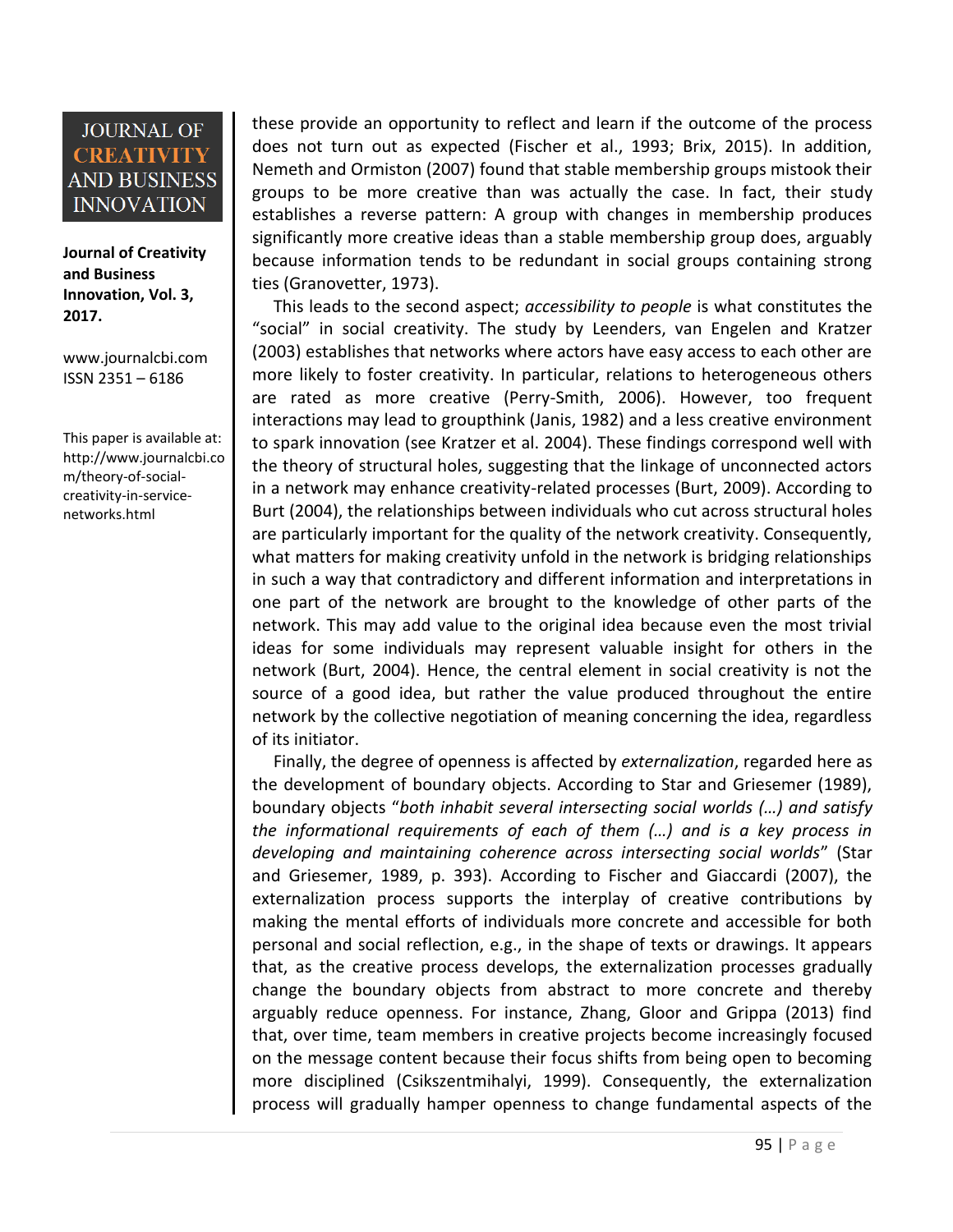these provide an opportunity to reflect and learn if the outcome of the process does not turn out as expected (Fischer et al., 1993; Brix, 2015). In addition, Nemeth and Ormiston (2007) found that stable membership groups mistook their groups to be more creative than was actually the case. In fact, their study establishes a reverse pattern: A group with changes in membership produces significantly more creative ideas than a stable membership group does, arguably because information tends to be redundant in social groups containing strong ties (Granovetter, 1973).

This leads to the second aspect; *accessibility to people* is what constitutes the "social" in social creativity. The study by Leenders, van Engelen and Kratzer (2003) establishes that networks where actors have easy access to each other are more likely to foster creativity. In particular, relations to heterogeneous others are rated as more creative (Perry-Smith, 2006). However, too frequent interactions may lead to groupthink (Janis, 1982) and a less creative environment to spark innovation (see Kratzer et al. 2004). These findings correspond well with the theory of structural holes, suggesting that the linkage of unconnected actors in a network may enhance creativity-related processes (Burt, 2009). According to Burt (2004), the relationships between individuals who cut across structural holes are particularly important for the quality of the network creativity. Consequently, what matters for making creativity unfold in the network is bridging relationships in such a way that contradictory and different information and interpretations in one part of the network are brought to the knowledge of other parts of the network. This may add value to the original idea because even the most trivial ideas for some individuals may represent valuable insight for others in the network (Burt, 2004). Hence, the central element in social creativity is not the source of a good idea, but rather the value produced throughout the entire network by the collective negotiation of meaning concerning the idea, regardless of its initiator.

Finally, the degree of openness is affected by *externalization*, regarded here as the development of boundary objects. According to Star and Griesemer (1989), boundary objects "*both inhabit several intersecting social worlds (…) and satisfy the informational requirements of each of them (…) and is a key process in developing and maintaining coherence across intersecting social worlds*" (Star and Griesemer, 1989, p. 393). According to Fischer and Giaccardi (2007), the externalization process supports the interplay of creative contributions by making the mental efforts of individuals more concrete and accessible for both personal and social reflection, e.g., in the shape of texts or drawings. It appears that, as the creative process develops, the externalization processes gradually change the boundary objects from abstract to more concrete and thereby arguably reduce openness. For instance, Zhang, Gloor and Grippa (2013) find that, over time, team members in creative projects become increasingly focused on the message content because their focus shifts from being open to becoming more disciplined (Csikszentmihalyi, 1999). Consequently, the externalization process will gradually hamper openness to change fundamental aspects of the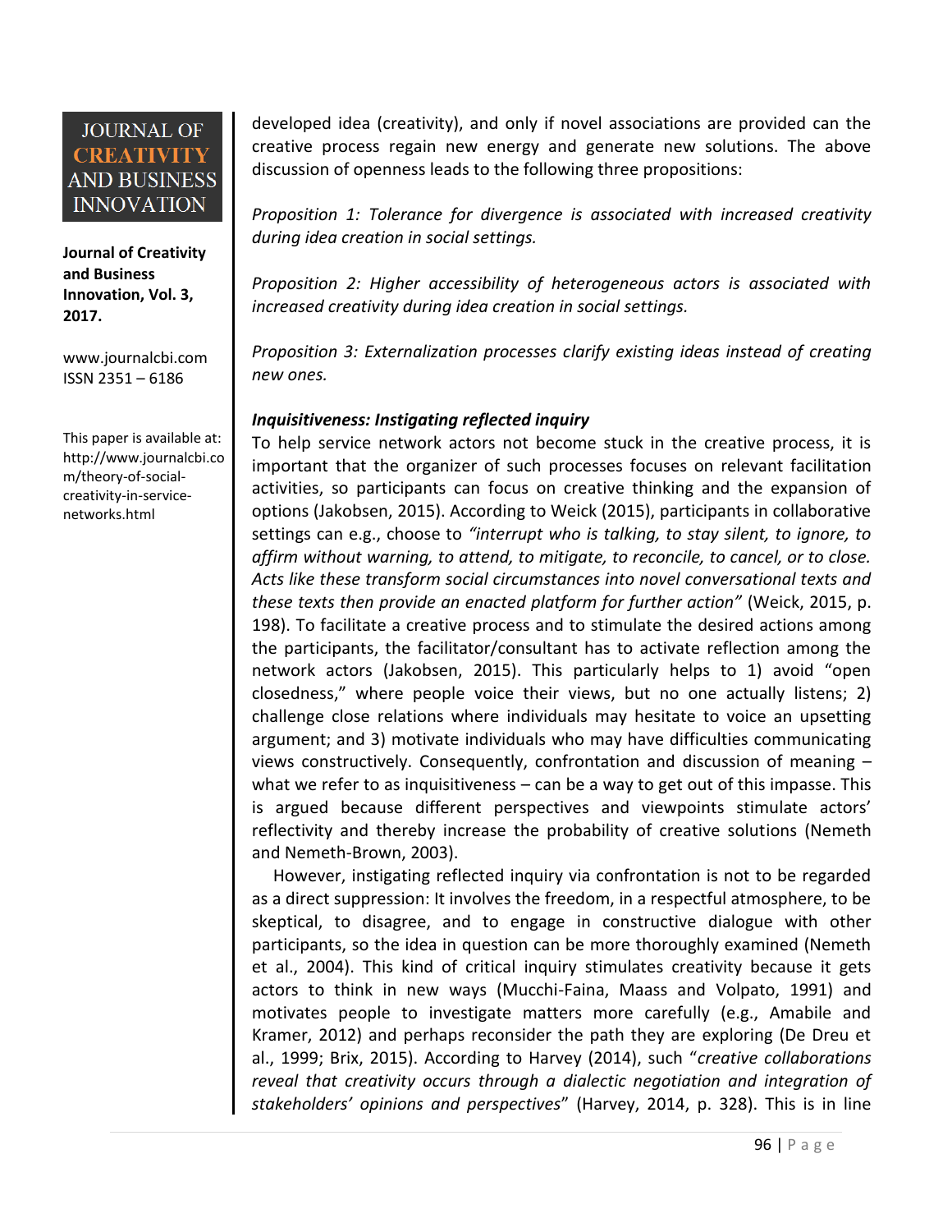developed idea (creativity), and only if novel associations are provided can the creative process regain new energy and generate new solutions. The above discussion of openness leads to the following three propositions:

*Proposition 1: Tolerance for divergence is associated with increased creativity during idea creation in social settings.*

*Proposition 2: Higher accessibility of heterogeneous actors is associated with increased creativity during idea creation in social settings.*

*Proposition 3: Externalization processes clarify existing ideas instead of creating new ones.*

***Inquisitiveness: Instigating reflected inquiry***

To help service network actors not become stuck in the creative process, it is important that the organizer of such processes focuses on relevant facilitation activities, so participants can focus on creative thinking and the expansion of options (Jakobsen, 2015). According to Weick (2015), participants in collaborative settings can e.g., choose to *"interrupt who is talking, to stay silent, to ignore, to affirm without warning, to attend, to mitigate, to reconcile, to cancel, or to close. Acts like these transform social circumstances into novel conversational texts and these texts then provide an enacted platform for further action"* (Weick, 2015, p. 198). To facilitate a creative process and to stimulate the desired actions among the participants, the facilitator/consultant has to activate reflection among the network actors (Jakobsen, 2015). This particularly helps to 1) avoid "open closedness," where people voice their views, but no one actually listens; 2) challenge close relations where individuals may hesitate to voice an upsetting argument; and 3) motivate individuals who may have difficulties communicating views constructively. Consequently, confrontation and discussion of meaning – what we refer to as inquisitiveness – can be a way to get out of this impasse. This is argued because different perspectives and viewpoints stimulate actors' reflectivity and thereby increase the probability of creative solutions (Nemeth and Nemeth-Brown, 2003).

However, instigating reflected inquiry via confrontation is not to be regarded as a direct suppression: It involves the freedom, in a respectful atmosphere, to be skeptical, to disagree, and to engage in constructive dialogue with other participants, so the idea in question can be more thoroughly examined (Nemeth et al., 2004). This kind of critical inquiry stimulates creativity because it gets actors to think in new ways (Mucchi-Faina, Maass and Volpato, 1991) and motivates people to investigate matters more carefully (e.g., Amabile and Kramer, 2012) and perhaps reconsider the path they are exploring (De Dreu et al., 1999; Brix, 2015). According to Harvey (2014), such "*creative collaborations reveal that creativity occurs through a dialectic negotiation and integration of stakeholders' opinions and perspectives*" (Harvey, 2014, p. 328). This is in line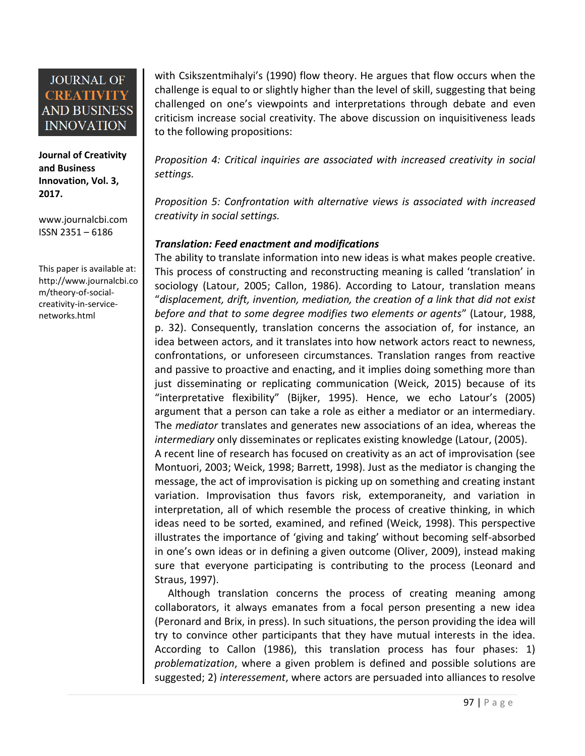with Csikszentmihalyi's (1990) flow theory. He argues that flow occurs when the challenge is equal to or slightly higher than the level of skill, suggesting that being challenged on one's viewpoints and interpretations through debate and even criticism increase social creativity. The above discussion on inquisitiveness leads to the following propositions:

*Proposition 4: Critical inquiries are associated with increased creativity in social settings.*

*Proposition 5: Confrontation with alternative views is associated with increased creativity in social settings.*

***Translation: Feed enactment and modifications***

The ability to translate information into new ideas is what makes people creative. This process of constructing and reconstructing meaning is called 'translation' in sociology (Latour, 2005; Callon, 1986). According to Latour, translation means "*displacement, drift, invention, mediation, the creation of a link that did not exist before and that to some degree modifies two elements or agents*" (Latour, 1988, p. 32). Consequently, translation concerns the association of, for instance, an idea between actors, and it translates into how network actors react to newness, confrontations, or unforeseen circumstances. Translation ranges from reactive and passive to proactive and enacting, and it implies doing something more than just disseminating or replicating communication (Weick, 2015) because of its "interpretative flexibility" (Bijker, 1995). Hence, we echo Latour's (2005) argument that a person can take a role as either a mediator or an intermediary. The *mediator* translates and generates new associations of an idea, whereas the *intermediary* only disseminates or replicates existing knowledge (Latour, (2005).

A recent line of research has focused on creativity as an act of improvisation (see Montuori, 2003; Weick, 1998; Barrett, 1998). Just as the mediator is changing the message, the act of improvisation is picking up on something and creating instant variation. Improvisation thus favors risk, extemporaneity, and variation in interpretation, all of which resemble the process of creative thinking, in which ideas need to be sorted, examined, and refined (Weick, 1998). This perspective illustrates the importance of 'giving and taking' without becoming self-absorbed in one's own ideas or in defining a given outcome (Oliver, 2009), instead making sure that everyone participating is contributing to the process (Leonard and Straus, 1997).

Although translation concerns the process of creating meaning among collaborators, it always emanates from a focal person presenting a new idea (Peronard and Brix, in press). In such situations, the person providing the idea will try to convince other participants that they have mutual interests in the idea. According to Callon (1986), this translation process has four phases: 1) *problematization*, where a given problem is defined and possible solutions are suggested; 2) *interessement*, where actors are persuaded into alliances to resolve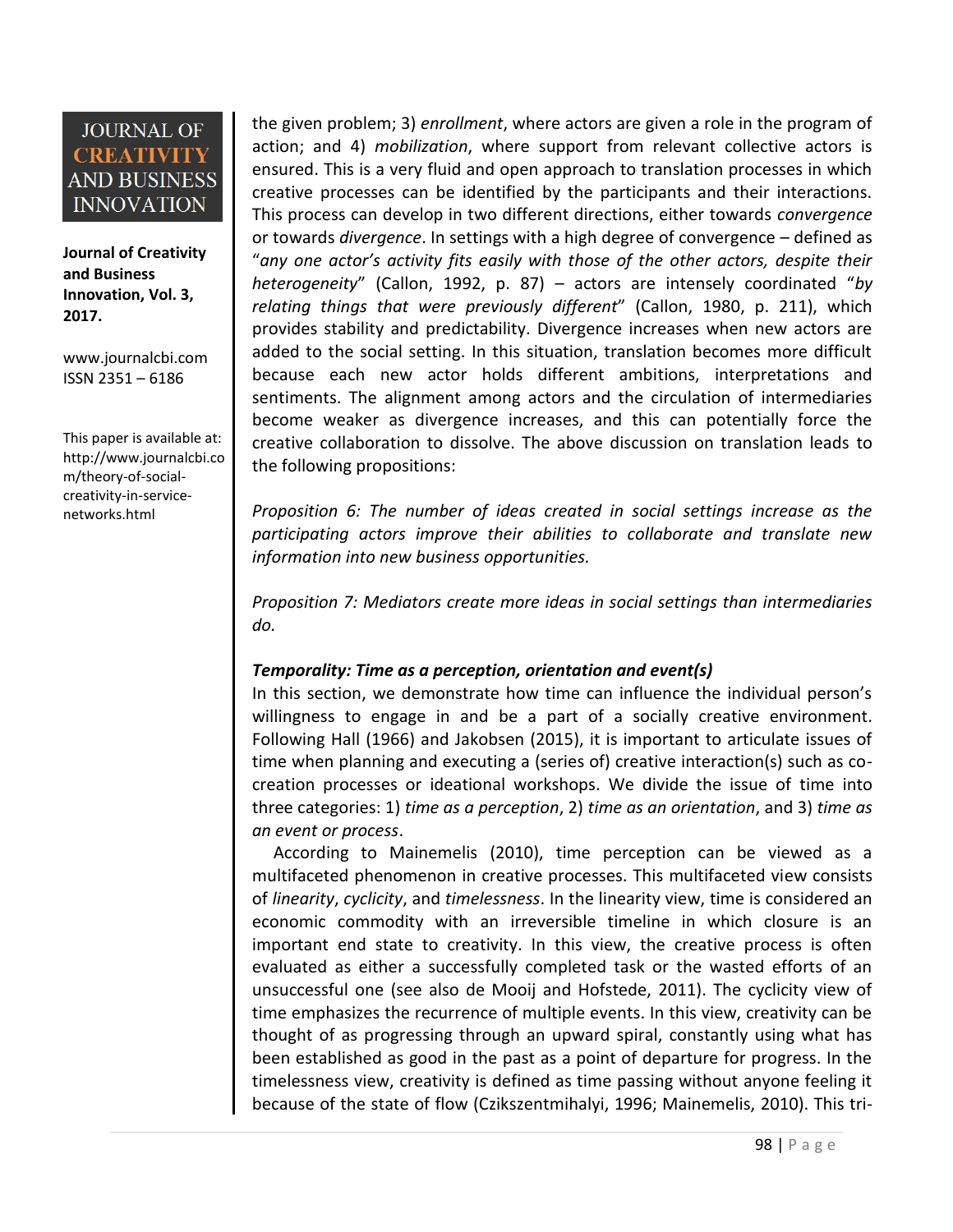the given problem; 3) *enrollment*, where actors are given a role in the program of action; and 4) *mobilization*, where support from relevant collective actors is ensured. This is a very fluid and open approach to translation processes in which creative processes can be identified by the participants and their interactions. This process can develop in two different directions, either towards *convergence* or towards *divergence*. In settings with a high degree of convergence – defined as "*any one actor's activity fits easily with those of the other actors, despite their heterogeneity*" (Callon, 1992, p. 87) – actors are intensely coordinated "*by relating things that were previously different*" (Callon, 1980, p. 211), which provides stability and predictability. Divergence increases when new actors are added to the social setting. In this situation, translation becomes more difficult because each new actor holds different ambitions, interpretations and sentiments. The alignment among actors and the circulation of intermediaries become weaker as divergence increases, and this can potentially force the creative collaboration to dissolve. The above discussion on translation leads to the following propositions:

*Proposition 6: The number of ideas created in social settings increase as the participating actors improve their abilities to collaborate and translate new information into new business opportunities.*

*Proposition 7: Mediators create more ideas in social settings than intermediaries do.*

***Temporality: Time as a perception, orientation and event(s)***

In this section, we demonstrate how time can influence the individual person's willingness to engage in and be a part of a socially creative environment. Following Hall (1966) and Jakobsen (2015), it is important to articulate issues of time when planning and executing a (series of) creative interaction(s) such as co-creation processes or ideational workshops. We divide the issue of time into three categories: 1) *time as a perception*, 2) *time as an orientation*, and 3) *time as an event or process*.

According to Mainemelis (2010), time perception can be viewed as a multifaceted phenomenon in creative processes. This multifaceted view consists of *linearity*, *cyclicity*, and *timelessness*. In the linearity view, time is considered an economic commodity with an irreversible timeline in which closure is an important end state to creativity. In this view, the creative process is often evaluated as either a successfully completed task or the wasted efforts of an unsuccessful one (see also de Mooij and Hofstede, 2011). The cyclicity view of time emphasizes the recurrence of multiple events. In this view, creativity can be thought of as progressing through an upward spiral, constantly using what has been established as good in the past as a point of departure for progress. In the timelessness view, creativity is defined as time passing without anyone feeling it because of the state of flow (Czikszentmihalyi, 1996; Mainemelis, 2010). This tri-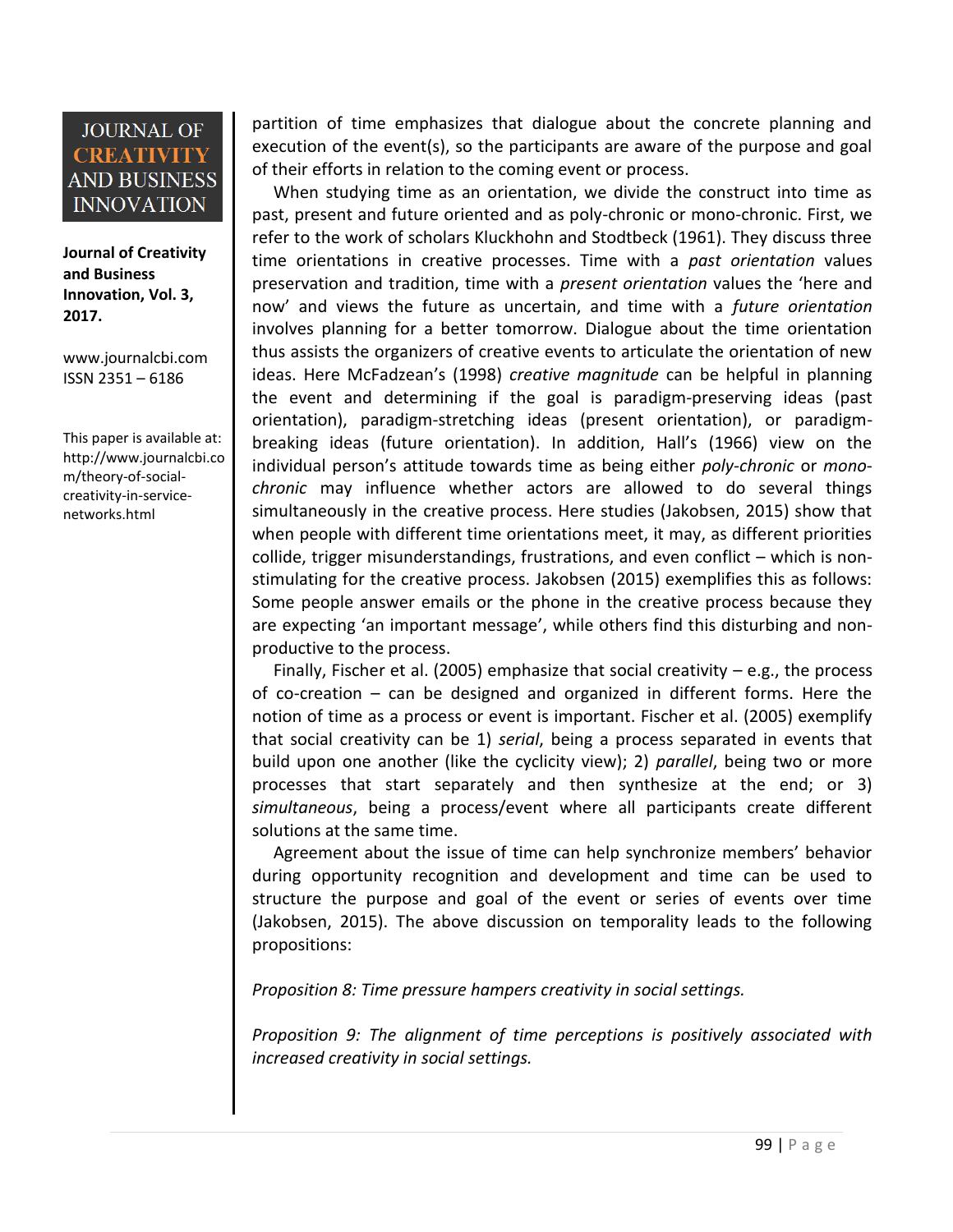partition of time emphasizes that dialogue about the concrete planning and execution of the event(s), so the participants are aware of the purpose and goal of their efforts in relation to the coming event or process.

When studying time as an orientation, we divide the construct into time as past, present and future oriented and as poly-chronic or mono-chronic. First, we refer to the work of scholars Kluckhohn and Stodtbeck (1961). They discuss three time orientations in creative processes. Time with a *past orientation* values preservation and tradition, time with a *present orientation* values the 'here and now' and views the future as uncertain, and time with a *future orientation* involves planning for a better tomorrow. Dialogue about the time orientation thus assists the organizers of creative events to articulate the orientation of new ideas. Here McFadzean's (1998) *creative magnitude* can be helpful in planning the event and determining if the goal is paradigm-preserving ideas (past orientation), paradigm-stretching ideas (present orientation), or paradigm-breaking ideas (future orientation). In addition, Hall's (1966) view on the individual person's attitude towards time as being either *poly-chronic* or *mono-chronic* may influence whether actors are allowed to do several things simultaneously in the creative process. Here studies (Jakobsen, 2015) show that when people with different time orientations meet, it may, as different priorities collide, trigger misunderstandings, frustrations, and even conflict – which is non-stimulating for the creative process. Jakobsen (2015) exemplifies this as follows: Some people answer emails or the phone in the creative process because they are expecting 'an important message', while others find this disturbing and non-productive to the process.

Finally, Fischer et al. (2005) emphasize that social creativity – e.g., the process of co-creation – can be designed and organized in different forms. Here the notion of time as a process or event is important. Fischer et al. (2005) exemplify that social creativity can be 1) *serial*, being a process separated in events that build upon one another (like the cyclicity view); 2) *parallel*, being two or more processes that start separately and then synthesize at the end; or 3) *simultaneous*, being a process/event where all participants create different solutions at the same time.

Agreement about the issue of time can help synchronize members' behavior during opportunity recognition and development and time can be used to structure the purpose and goal of the event or series of events over time (Jakobsen, 2015). The above discussion on temporality leads to the following propositions:

*Proposition 8: Time pressure hampers creativity in social settings.*

*Proposition 9: The alignment of time perceptions is positively associated with increased creativity in social settings.*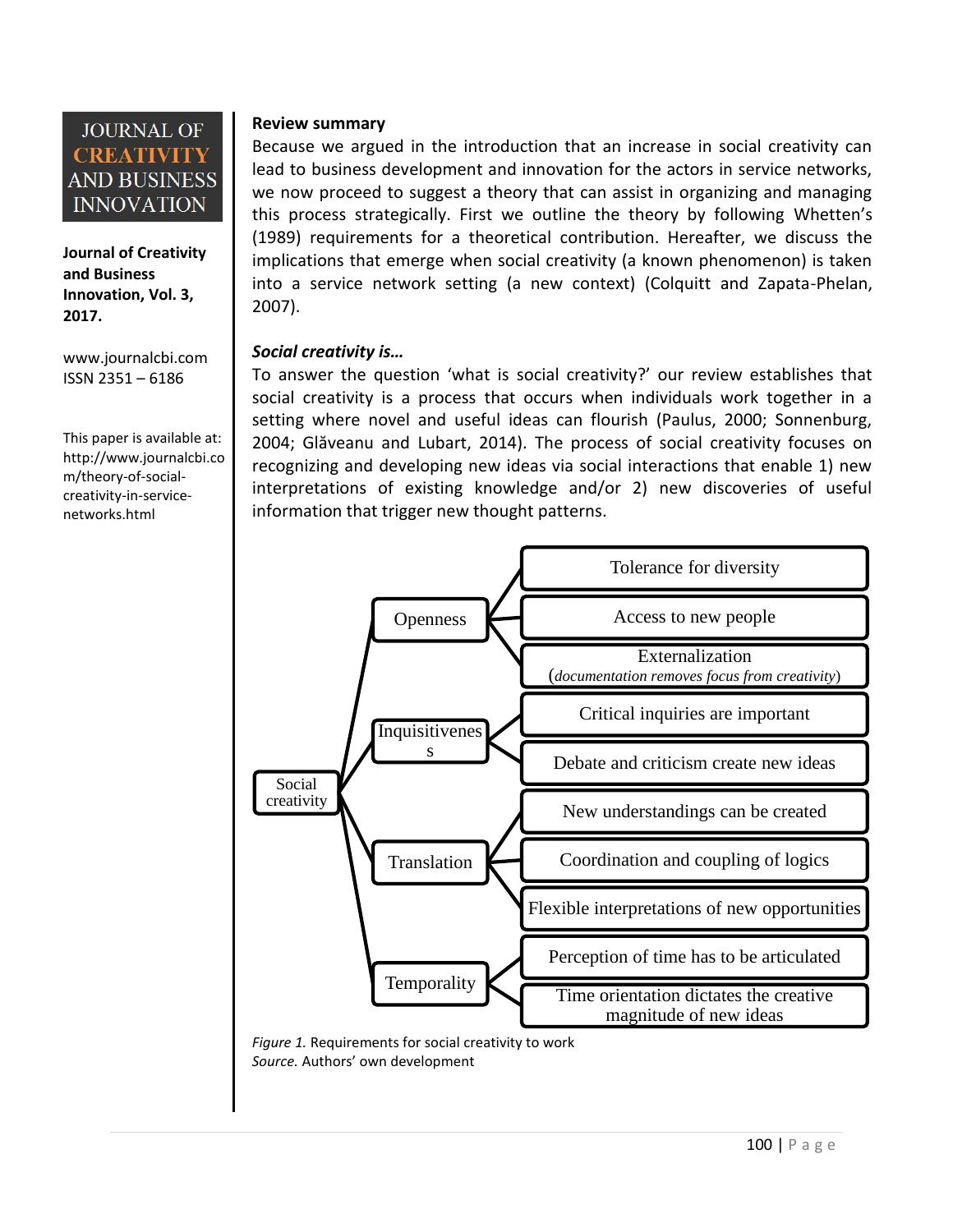**Review summary**

Because we argued in the introduction that an increase in social creativity can lead to business development and innovation for the actors in service networks, we now proceed to suggest a theory that can assist in organizing and managing this process strategically. First we outline the theory by following Whetten's (1989) requirements for a theoretical contribution. Hereafter, we discuss the implications that emerge when social creativity (a known phenomenon) is taken into a service network setting (a new context) (Colquitt and Zapata-Phelan, 2007).

***Social creativity is…***

To answer the question 'what is social creativity?' our review establishes that social creativity is a process that occurs when individuals work together in a setting where novel and useful ideas can flourish (Paulus, 2000; Sonnenburg, 2004; Glăveanu and Lubart, 2014). The process of social creativity focuses on recognizing and developing new ideas via social interactions that enable 1) new interpretations of existing knowledge and/or 2) new discoveries of useful information that trigger new thought patterns.

- Social creativity
  - Openness
    - Tolerance for diversity
    - Access to new people
    - Externalization (*documentation removes focus from creativity*)
  - Inquisitiveness
    - Critical inquiries are important
    - Debate and criticism create new ideas
  - Translation
    - New understandings can be created
    - Coordination and coupling of logics
    - Flexible interpretations of new opportunities
  - Temporality
    - Perception of time has to be articulated
    - Time orientation dictates the creative magnitude of new ideas

*Figure 1.* Requirements for social creativity to work
*Source.* Authors' own development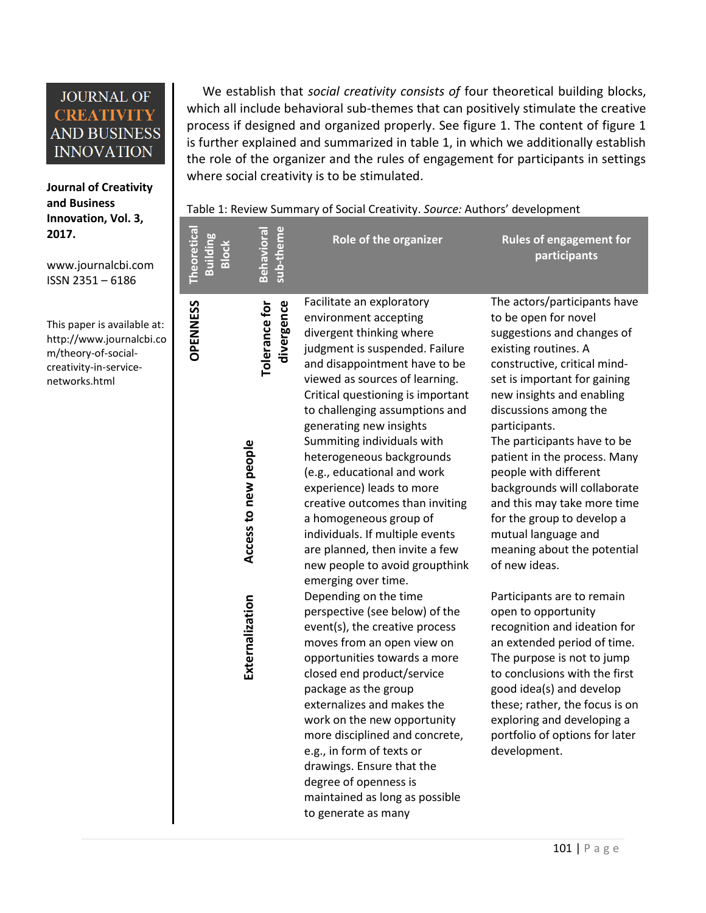We establish that *social creativity consists of* four theoretical building blocks, which all include behavioral sub-themes that can positively stimulate the creative process if designed and organized properly. See figure 1. The content of figure 1 is further explained and summarized in table 1, in which we additionally establish the role of the organizer and the rules of engagement for participants in settings where social creativity is to be stimulated.

Table 1: Review Summary of Social Creativity. *Source:* Authors' development

| Theoretical Building Block | Behavioral sub-theme | Role of the organizer | Rules of engagement for participants |
|---|---|---|---|
| **OPENNESS** | **Tolerance for divergence** | Facilitate an exploratory environment accepting divergent thinking where judgment is suspended. Failure and disappointment have to be viewed as sources of learning. Critical questioning is important to challenging assumptions and generating new insights | The actors/participants have to be open for novel suggestions and changes of existing routines. A constructive, critical mind-set is important for gaining new insights and enabling discussions among the participants. |
| | **Access to new people** | Summiting individuals with heterogeneous backgrounds (e.g., educational and work experience) leads to more creative outcomes than inviting a homogeneous group of individuals. If multiple events are planned, then invite a few new people to avoid groupthink emerging over time. | The participants have to be patient in the process. Many people with different backgrounds will collaborate and this may take more time for the group to develop a mutual language and meaning about the potential of new ideas. |
| | **Externalization** | Depending on the time perspective (see below) of the event(s), the creative process moves from an open view on opportunities towards a more closed end product/service package as the group externalizes and makes the work on the new opportunity more disciplined and concrete, e.g., in form of texts or drawings. Ensure that the degree of openness is maintained as long as possible to generate as many | Participants are to remain open to opportunity recognition and ideation for an extended period of time. The purpose is not to jump to conclusions with the first good idea(s) and develop these; rather, the focus is on exploring and developing a portfolio of options for later development. |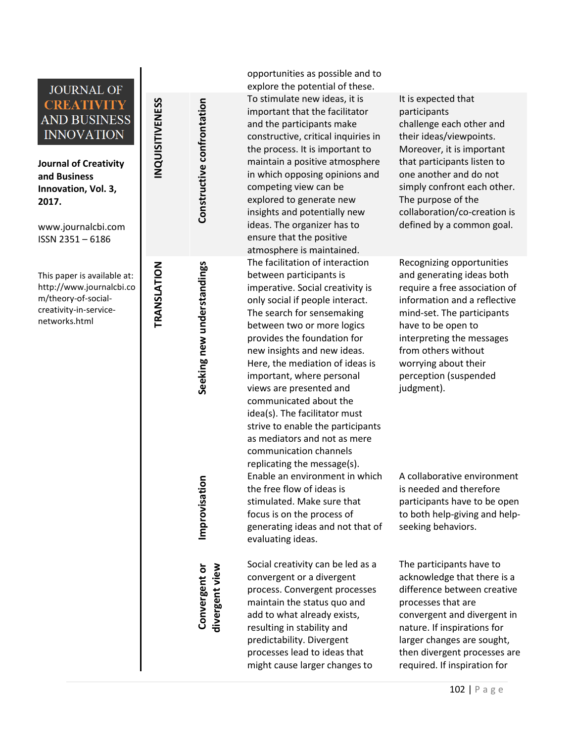| | | | |
|---|---|---|---|
| | | opportunities as possible and to explore the potential of these. | |
| INQUISITIVENESS | Constructive confrontation | To stimulate new ideas, it is important that the facilitator and the participants make constructive, critical inquiries in the process. It is important to maintain a positive atmosphere in which opposing opinions and competing view can be explored to generate new insights and potentially new ideas. The organizer has to ensure that the positive atmosphere is maintained. | It is expected that participants challenge each other and their ideas/viewpoints. Moreover, it is important that participants listen to one another and do not simply confront each other. The purpose of the collaboration/co-creation is defined by a common goal. |
| TRANSLATION | Seeking new understandings | The facilitation of interaction between participants is imperative. Social creativity is only social if people interact. The search for sensemaking between two or more logics provides the foundation for new insights and new ideas. Here, the mediation of ideas is important, where personal views are presented and communicated about the idea(s). The facilitator must strive to enable the participants as mediators and not as mere communication channels replicating the message(s). | Recognizing opportunities and generating ideas both require a free association of information and a reflective mind-set. The participants have to be open to interpreting the messages from others without worrying about their perception (suspended judgment). |
| | Improvisation | Enable an environment in which the free flow of ideas is stimulated. Make sure that focus is on the process of generating ideas and not that of evaluating ideas. | A collaborative environment is needed and therefore participants have to be open to both help-giving and help-seeking behaviors. |
| | Convergent or divergent view | Social creativity can be led as a convergent or a divergent process. Convergent processes maintain the status quo and add to what already exists, resulting in stability and predictability. Divergent processes lead to ideas that might cause larger changes to | The participants have to acknowledge that there is a difference between creative processes that are convergent and divergent in nature. If inspirations for larger changes are sought, then divergent processes are required. If inspiration for |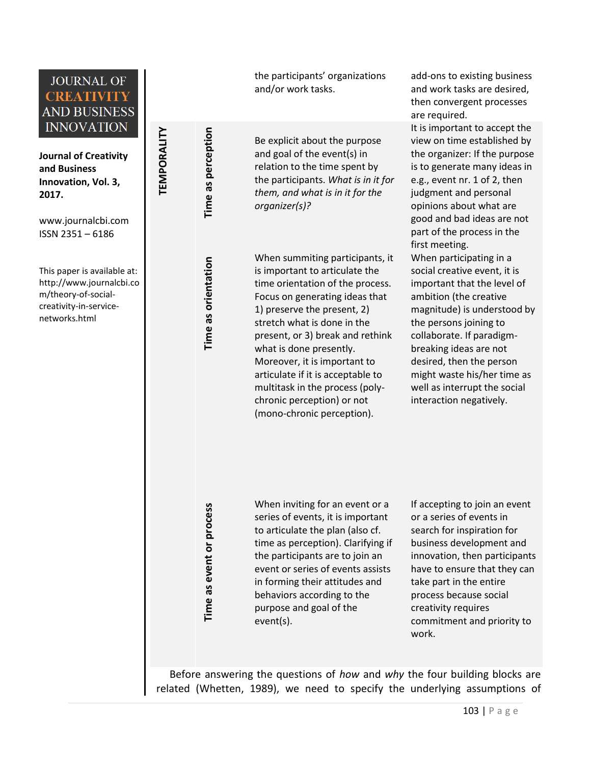| | | | |
|---|---|---|---|
| | | the participants' organizations and/or work tasks. | add-ons to existing business and work tasks are desired, then convergent processes are required. |
| **TEMPORALITY** | **Time as perception** | Be explicit about the purpose and goal of the event(s) in relation to the time spent by the participants. *What is in it for them, and what is in it for the organizer(s)?* | It is important to accept the view on time established by the organizer: If the purpose is to generate many ideas in e.g., event nr. 1 of 2, then judgment and personal opinions about what are good and bad ideas are not part of the process in the first meeting. |
| | **Time as orientation** | When summiting participants, it is important to articulate the time orientation of the process. Focus on generating ideas that 1) preserve the present, 2) stretch what is done in the present, or 3) break and rethink what is done presently. Moreover, it is important to articulate if it is acceptable to multitask in the process (poly-chronic perception) or not (mono-chronic perception). | When participating in a social creative event, it is important that the level of ambition (the creative magnitude) is understood by the persons joining to collaborate. If paradigm-breaking ideas are not desired, then the person might waste his/her time as well as interrupt the social interaction negatively. |
| | **Time as event or process** | When inviting for an event or a series of events, it is important to articulate the plan (also cf. time as perception). Clarifying if the participants are to join an event or series of events assists in forming their attitudes and behaviors according to the purpose and goal of the event(s). | If accepting to join an event or a series of events in search for inspiration for business development and innovation, then participants have to ensure that they can take part in the entire process because social creativity requires commitment and priority to work. |

Before answering the questions of *how* and *why* the four building blocks are related (Whetten, 1989), we need to specify the underlying assumptions of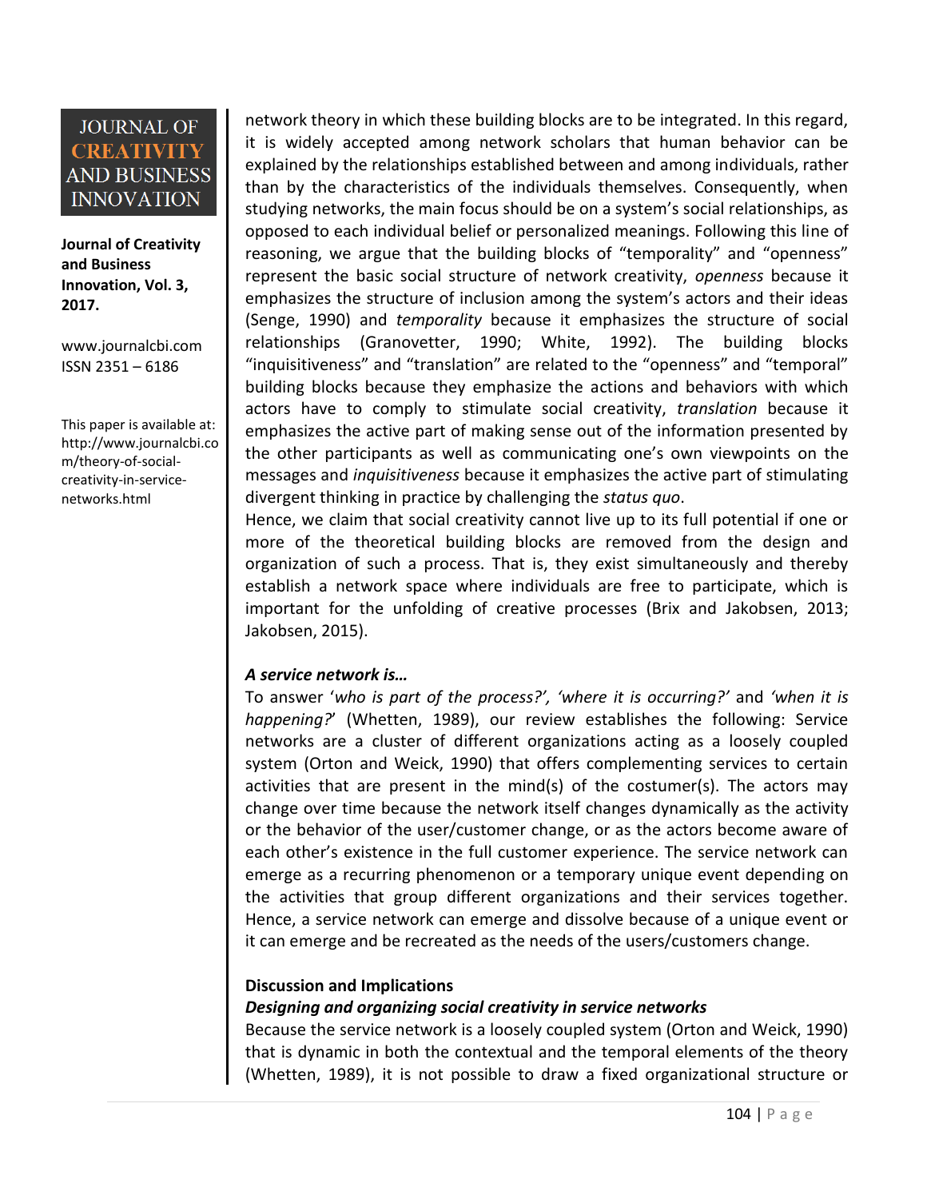network theory in which these building blocks are to be integrated. In this regard, it is widely accepted among network scholars that human behavior can be explained by the relationships established between and among individuals, rather than by the characteristics of the individuals themselves. Consequently, when studying networks, the main focus should be on a system's social relationships, as opposed to each individual belief or personalized meanings. Following this line of reasoning, we argue that the building blocks of "temporality" and "openness" represent the basic social structure of network creativity, *openness* because it emphasizes the structure of inclusion among the system's actors and their ideas (Senge, 1990) and *temporality* because it emphasizes the structure of social relationships (Granovetter, 1990; White, 1992). The building blocks "inquisitiveness" and "translation" are related to the "openness" and "temporal" building blocks because they emphasize the actions and behaviors with which actors have to comply to stimulate social creativity, *translation* because it emphasizes the active part of making sense out of the information presented by the other participants as well as communicating one's own viewpoints on the messages and *inquisitiveness* because it emphasizes the active part of stimulating divergent thinking in practice by challenging the *status quo*.

Hence, we claim that social creativity cannot live up to its full potential if one or more of the theoretical building blocks are removed from the design and organization of such a process. That is, they exist simultaneously and thereby establish a network space where individuals are free to participate, which is important for the unfolding of creative processes (Brix and Jakobsen, 2013; Jakobsen, 2015).

### *A service network is…*

To answer '*who is part of the process?', 'where it is occurring?'* and *'when it is happening?*' (Whetten, 1989), our review establishes the following: Service networks are a cluster of different organizations acting as a loosely coupled system (Orton and Weick, 1990) that offers complementing services to certain activities that are present in the mind(s) of the costumer(s). The actors may change over time because the network itself changes dynamically as the activity or the behavior of the user/customer change, or as the actors become aware of each other's existence in the full customer experience. The service network can emerge as a recurring phenomenon or a temporary unique event depending on the activities that group different organizations and their services together. Hence, a service network can emerge and dissolve because of a unique event or it can emerge and be recreated as the needs of the users/customers change.

## Discussion and Implications

### *Designing and organizing social creativity in service networks*

Because the service network is a loosely coupled system (Orton and Weick, 1990) that is dynamic in both the contextual and the temporal elements of the theory (Whetten, 1989), it is not possible to draw a fixed organizational structure or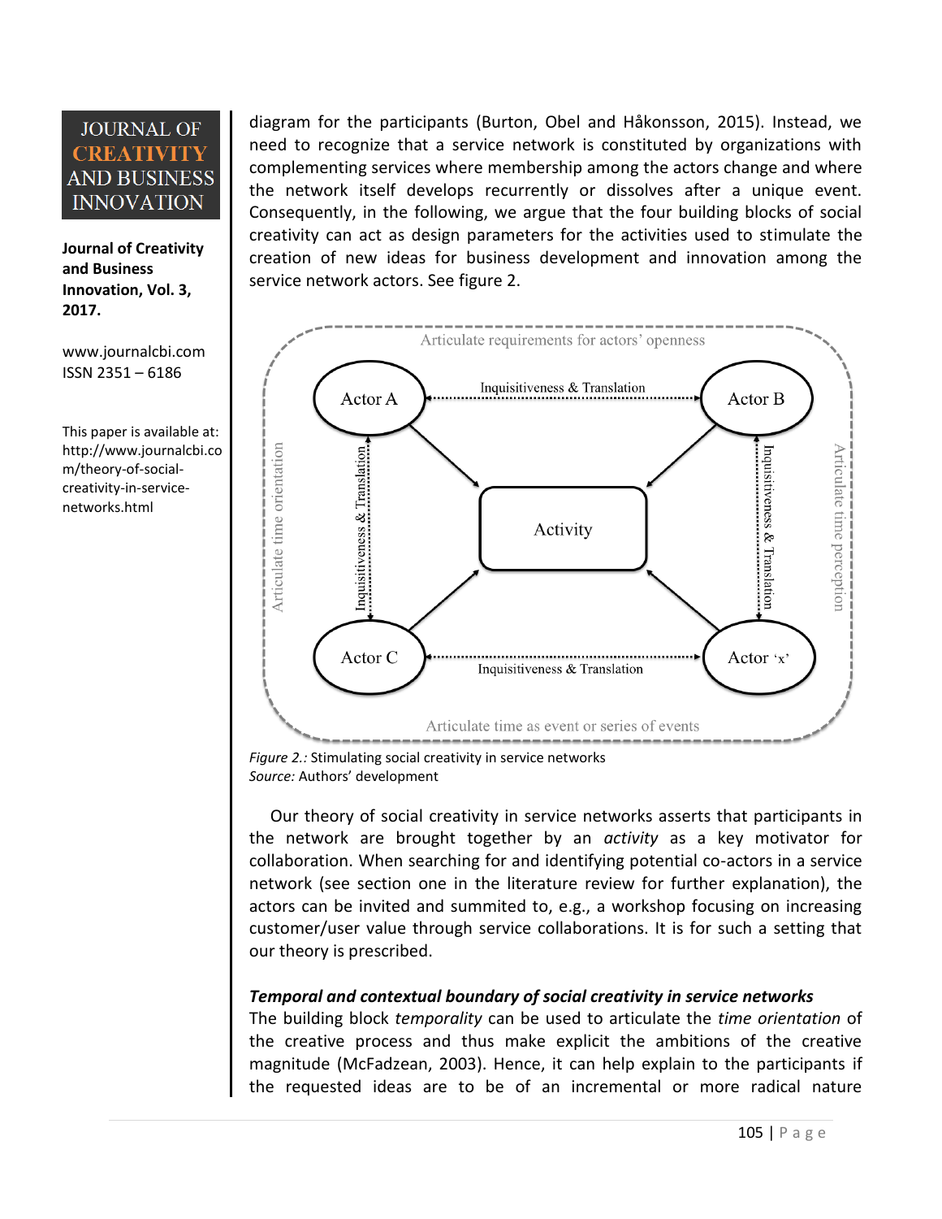diagram for the participants (Burton, Obel and Håkonsson, 2015). Instead, we need to recognize that a service network is constituted by organizations with complementing services where membership among the actors change and where the network itself develops recurrently or dissolves after a unique event. Consequently, in the following, we argue that the four building blocks of social creativity can act as design parameters for the activities used to stimulate the creation of new ideas for business development and innovation among the service network actors. See figure 2.

*Figure 2.:* Stimulating social creativity in service networks
*Source:* Authors' development

Our theory of social creativity in service networks asserts that participants in the network are brought together by an *activity* as a key motivator for collaboration. When searching for and identifying potential co-actors in a service network (see section one in the literature review for further explanation), the actors can be invited and summited to, e.g., a workshop focusing on increasing customer/user value through service collaborations. It is for such a setting that our theory is prescribed.

### *Temporal and contextual boundary of social creativity in service networks*

The building block *temporality* can be used to articulate the *time orientation* of the creative process and thus make explicit the ambitions of the creative magnitude (McFadzean, 2003). Hence, it can help explain to the participants if the requested ideas are to be of an incremental or more radical nature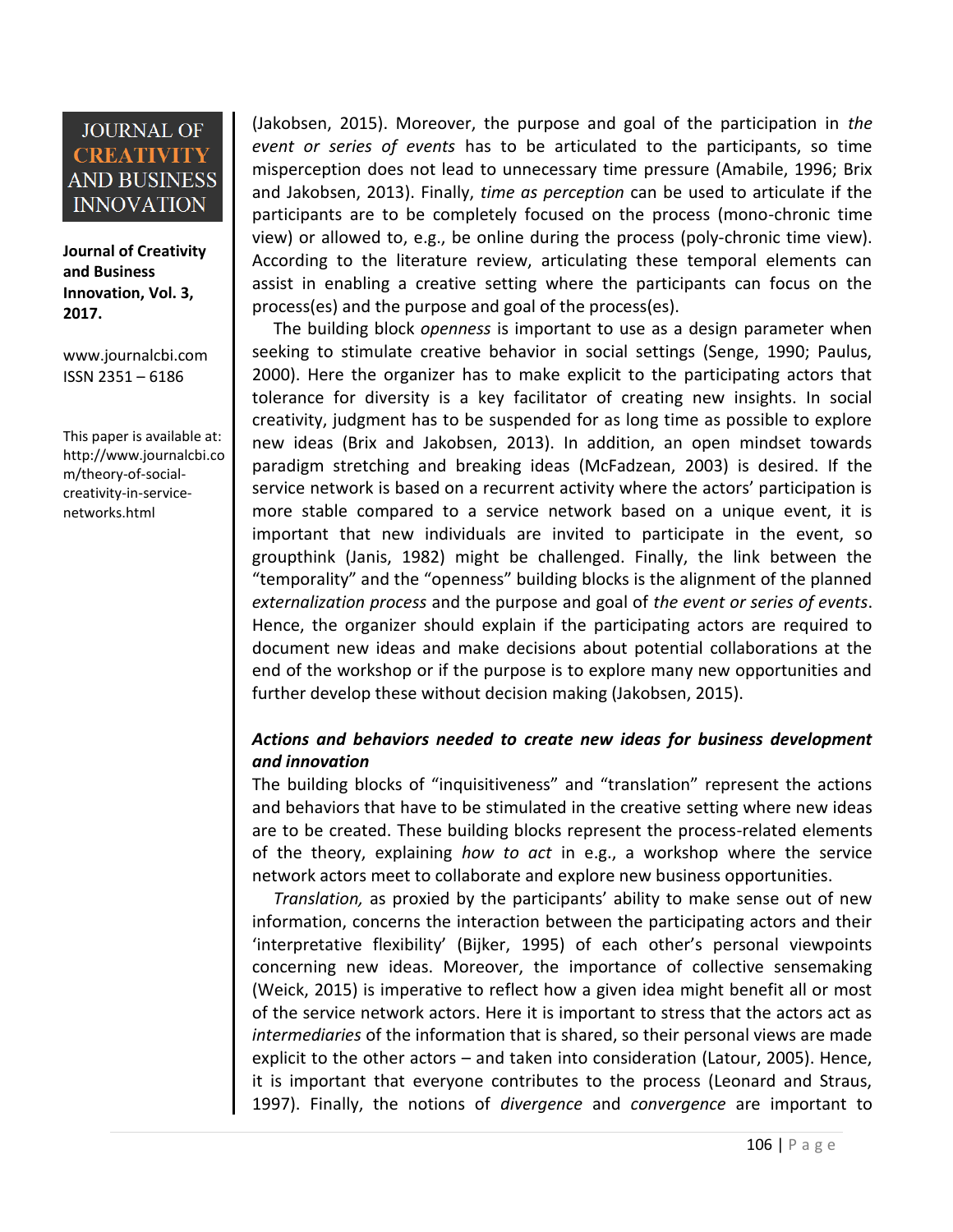(Jakobsen, 2015). Moreover, the purpose and goal of the participation in *the event or series of events* has to be articulated to the participants, so time misperception does not lead to unnecessary time pressure (Amabile, 1996; Brix and Jakobsen, 2013). Finally, *time as perception* can be used to articulate if the participants are to be completely focused on the process (mono-chronic time view) or allowed to, e.g., be online during the process (poly-chronic time view). According to the literature review, articulating these temporal elements can assist in enabling a creative setting where the participants can focus on the process(es) and the purpose and goal of the process(es).

The building block *openness* is important to use as a design parameter when seeking to stimulate creative behavior in social settings (Senge, 1990; Paulus, 2000). Here the organizer has to make explicit to the participating actors that tolerance for diversity is a key facilitator of creating new insights. In social creativity, judgment has to be suspended for as long time as possible to explore new ideas (Brix and Jakobsen, 2013). In addition, an open mindset towards paradigm stretching and breaking ideas (McFadzean, 2003) is desired. If the service network is based on a recurrent activity where the actors' participation is more stable compared to a service network based on a unique event, it is important that new individuals are invited to participate in the event, so groupthink (Janis, 1982) might be challenged. Finally, the link between the "temporality" and the "openness" building blocks is the alignment of the planned *externalization process* and the purpose and goal of *the event or series of events*. Hence, the organizer should explain if the participating actors are required to document new ideas and make decisions about potential collaborations at the end of the workshop or if the purpose is to explore many new opportunities and further develop these without decision making (Jakobsen, 2015).

### *Actions and behaviors needed to create new ideas for business development and innovation*

The building blocks of "inquisitiveness" and "translation" represent the actions and behaviors that have to be stimulated in the creative setting where new ideas are to be created. These building blocks represent the process-related elements of the theory, explaining *how to act* in e.g., a workshop where the service network actors meet to collaborate and explore new business opportunities.

*Translation,* as proxied by the participants' ability to make sense out of new information, concerns the interaction between the participating actors and their 'interpretative flexibility' (Bijker, 1995) of each other's personal viewpoints concerning new ideas. Moreover, the importance of collective sensemaking (Weick, 2015) is imperative to reflect how a given idea might benefit all or most of the service network actors. Here it is important to stress that the actors act as *intermediaries* of the information that is shared, so their personal views are made explicit to the other actors – and taken into consideration (Latour, 2005). Hence, it is important that everyone contributes to the process (Leonard and Straus, 1997). Finally, the notions of *divergence* and *convergence* are important to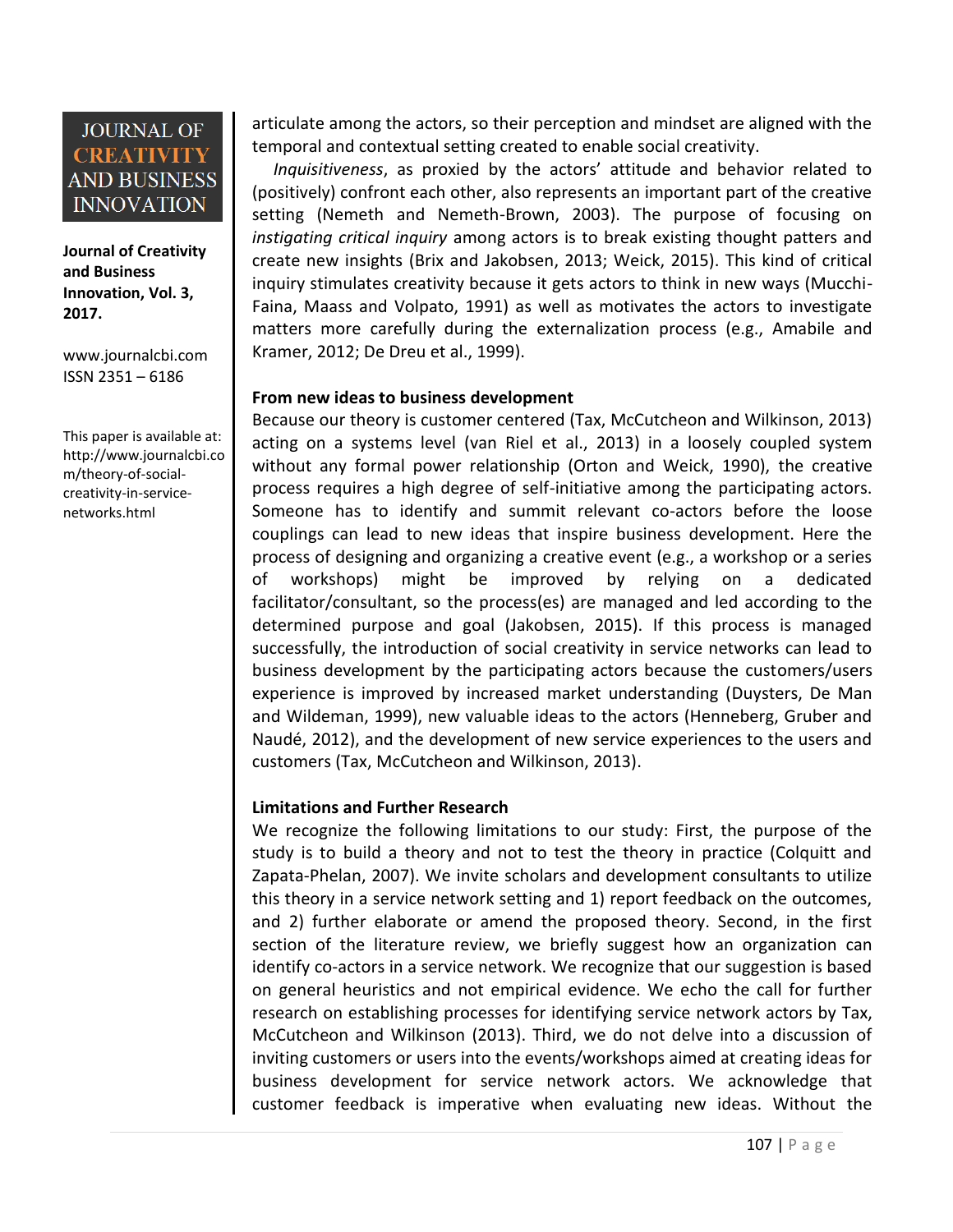articulate among the actors, so their perception and mindset are aligned with the temporal and contextual setting created to enable social creativity.

*Inquisitiveness*, as proxied by the actors' attitude and behavior related to (positively) confront each other, also represents an important part of the creative setting (Nemeth and Nemeth-Brown, 2003). The purpose of focusing on *instigating critical inquiry* among actors is to break existing thought patterns and create new insights (Brix and Jakobsen, 2013; Weick, 2015). This kind of critical inquiry stimulates creativity because it gets actors to think in new ways (Mucchi-Faina, Maass and Volpato, 1991) as well as motivates the actors to investigate matters more carefully during the externalization process (e.g., Amabile and Kramer, 2012; De Dreu et al., 1999).

**From new ideas to business development**

Because our theory is customer centered (Tax, McCutcheon and Wilkinson, 2013) acting on a systems level (van Riel et al., 2013) in a loosely coupled system without any formal power relationship (Orton and Weick, 1990), the creative process requires a high degree of self-initiative among the participating actors. Someone has to identify and summit relevant co-actors before the loose couplings can lead to new ideas that inspire business development. Here the process of designing and organizing a creative event (e.g., a workshop or a series of workshops) might be improved by relying on a dedicated facilitator/consultant, so the process(es) are managed and led according to the determined purpose and goal (Jakobsen, 2015). If this process is managed successfully, the introduction of social creativity in service networks can lead to business development by the participating actors because the customers/users experience is improved by increased market understanding (Duysters, De Man and Wildeman, 1999), new valuable ideas to the actors (Henneberg, Gruber and Naudé, 2012), and the development of new service experiences to the users and customers (Tax, McCutcheon and Wilkinson, 2013).

**Limitations and Further Research**

We recognize the following limitations to our study: First, the purpose of the study is to build a theory and not to test the theory in practice (Colquitt and Zapata-Phelan, 2007). We invite scholars and development consultants to utilize this theory in a service network setting and 1) report feedback on the outcomes, and 2) further elaborate or amend the proposed theory. Second, in the first section of the literature review, we briefly suggest how an organization can identify co-actors in a service network. We recognize that our suggestion is based on general heuristics and not empirical evidence. We echo the call for further research on establishing processes for identifying service network actors by Tax, McCutcheon and Wilkinson (2013). Third, we do not delve into a discussion of inviting customers or users into the events/workshops aimed at creating ideas for business development for service network actors. We acknowledge that customer feedback is imperative when evaluating new ideas. Without the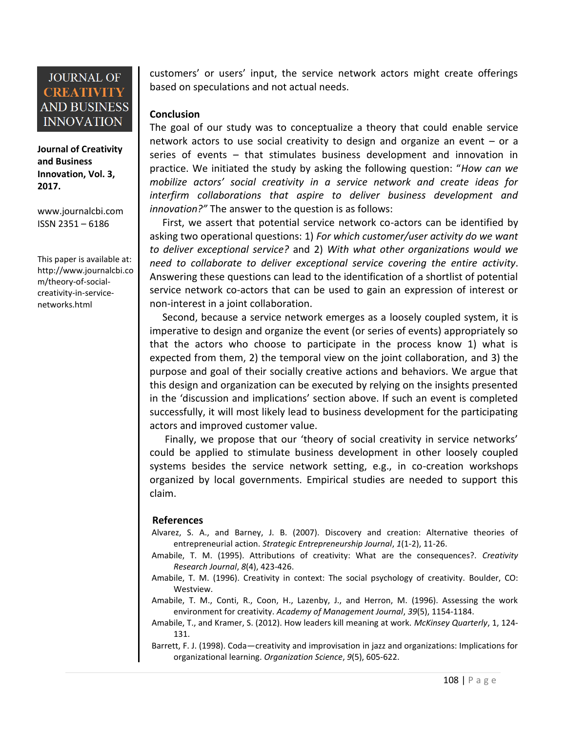customers' or users' input, the service network actors might create offerings based on speculations and not actual needs.

## Conclusion

The goal of our study was to conceptualize a theory that could enable service network actors to use social creativity to design and organize an event – or a series of events – that stimulates business development and innovation in practice. We initiated the study by asking the following question: "*How can we mobilize actors' social creativity in a service network and create ideas for interfirm collaborations that aspire to deliver business development and innovation?"* The answer to the question is as follows:

First, we assert that potential service network co-actors can be identified by asking two operational questions: 1) *For which customer/user activity do we want to deliver exceptional service?* and 2) *With what other organizations would we need to collaborate to deliver exceptional service covering the entire activity*. Answering these questions can lead to the identification of a shortlist of potential service network co-actors that can be used to gain an expression of interest or non-interest in a joint collaboration.

Second, because a service network emerges as a loosely coupled system, it is imperative to design and organize the event (or series of events) appropriately so that the actors who choose to participate in the process know 1) what is expected from them, 2) the temporal view on the joint collaboration, and 3) the purpose and goal of their socially creative actions and behaviors. We argue that this design and organization can be executed by relying on the insights presented in the 'discussion and implications' section above. If such an event is completed successfully, it will most likely lead to business development for the participating actors and improved customer value.

Finally, we propose that our 'theory of social creativity in service networks' could be applied to stimulate business development in other loosely coupled systems besides the service network setting, e.g., in co-creation workshops organized by local governments. Empirical studies are needed to support this claim.

## References

Alvarez, S. A., and Barney, J. B. (2007). Discovery and creation: Alternative theories of entrepreneurial action. *Strategic Entrepreneurship Journal*, *1*(1-2), 11-26.

Amabile, T. M. (1995). Attributions of creativity: What are the consequences?. *Creativity Research Journal*, *8*(4), 423-426.

Amabile, T. M. (1996). Creativity in context: The social psychology of creativity. Boulder, CO: Westview.

Amabile, T. M., Conti, R., Coon, H., Lazenby, J., and Herron, M. (1996). Assessing the work environment for creativity. *Academy of Management Journal*, *39*(5), 1154-1184.

Amabile, T., and Kramer, S. (2012). How leaders kill meaning at work. *McKinsey Quarterly*, 1, 124-131.

Barrett, F. J. (1998). Coda—creativity and improvisation in jazz and organizations: Implications for organizational learning. *Organization Science*, *9*(5), 605-622.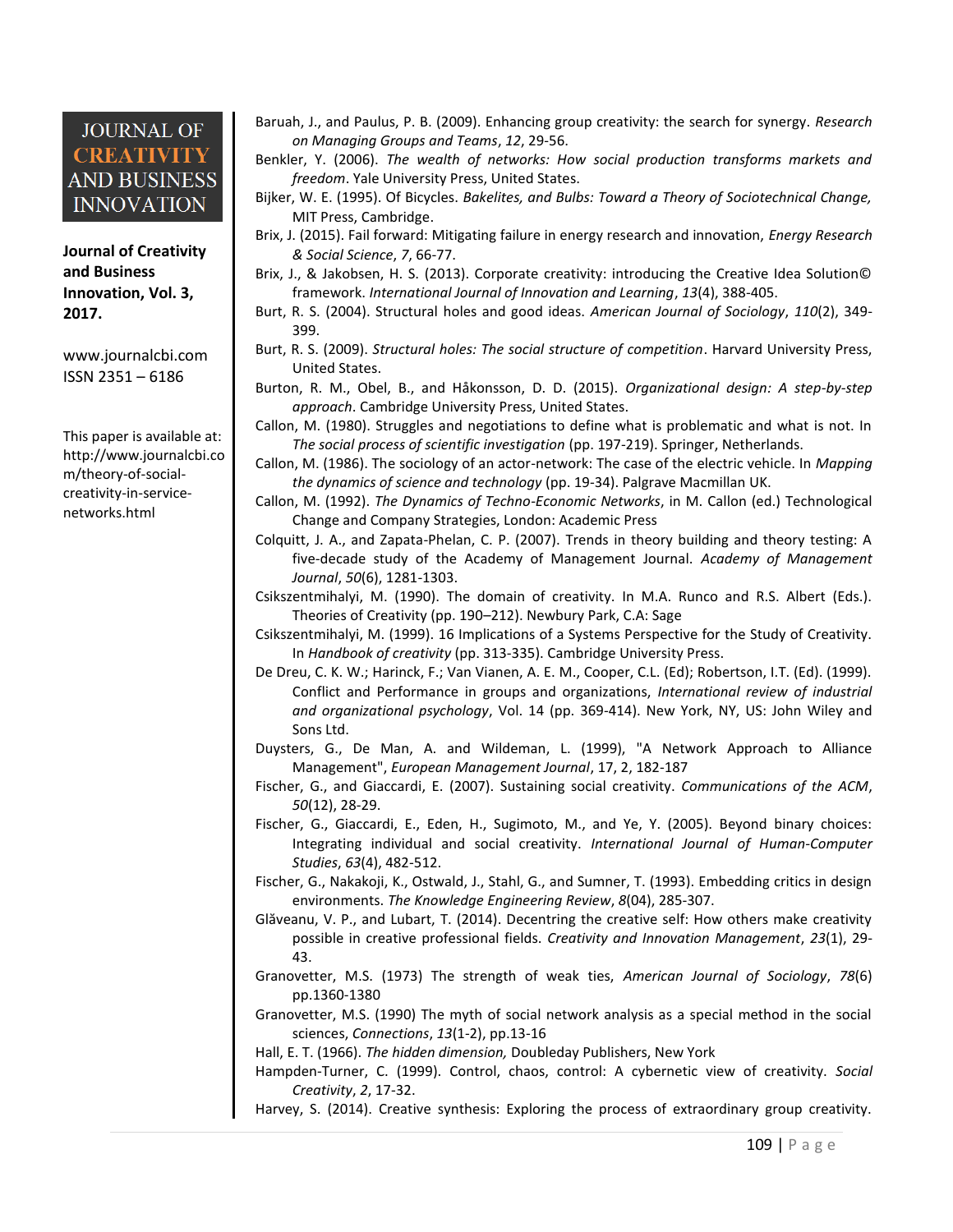Baruah, J., and Paulus, P. B. (2009). Enhancing group creativity: the search for synergy. *Research on Managing Groups and Teams*, *12*, 29-56.

Benkler, Y. (2006). *The wealth of networks: How social production transforms markets and freedom*. Yale University Press, United States.

Bijker, W. E. (1995). Of Bicycles. *Bakelites, and Bulbs: Toward a Theory of Sociotechnical Change,* MIT Press, Cambridge.

Brix, J. (2015). Fail forward: Mitigating failure in energy research and innovation, *Energy Research & Social Science*, *7*, 66-77.

Brix, J., & Jakobsen, H. S. (2013). Corporate creativity: introducing the Creative Idea Solution© framework. *International Journal of Innovation and Learning*, *13*(4), 388-405.

Burt, R. S. (2004). Structural holes and good ideas. *American Journal of Sociology*, *110*(2), 349-399.

Burt, R. S. (2009). *Structural holes: The social structure of competition*. Harvard University Press, United States.

Burton, R. M., Obel, B., and Håkonsson, D. D. (2015). *Organizational design: A step-by-step approach*. Cambridge University Press, United States.

Callon, M. (1980). Struggles and negotiations to define what is problematic and what is not. In *The social process of scientific investigation* (pp. 197-219). Springer, Netherlands.

Callon, M. (1986). The sociology of an actor-network: The case of the electric vehicle. In *Mapping the dynamics of science and technology* (pp. 19-34). Palgrave Macmillan UK.

Callon, M. (1992). *The Dynamics of Techno-Economic Networks*, in M. Callon (ed.) Technological Change and Company Strategies, London: Academic Press

Colquitt, J. A., and Zapata-Phelan, C. P. (2007). Trends in theory building and theory testing: A five-decade study of the Academy of Management Journal. *Academy of Management Journal*, *50*(6), 1281-1303.

Csikszentmihalyi, M. (1990). The domain of creativity. In M.A. Runco and R.S. Albert (Eds.). Theories of Creativity (pp. 190–212). Newbury Park, C.A: Sage

Csikszentmihalyi, M. (1999). 16 Implications of a Systems Perspective for the Study of Creativity. In *Handbook of creativity* (pp. 313-335). Cambridge University Press.

De Dreu, C. K. W.; Harinck, F.; Van Vianen, A. E. M., Cooper, C.L. (Ed); Robertson, I.T. (Ed). (1999). Conflict and Performance in groups and organizations, *International review of industrial and organizational psychology*, Vol. 14 (pp. 369-414). New York, NY, US: John Wiley and Sons Ltd.

Duysters, G., De Man, A. and Wildeman, L. (1999), "A Network Approach to Alliance Management", *European Management Journal*, 17, 2, 182-187

Fischer, G., and Giaccardi, E. (2007). Sustaining social creativity. *Communications of the ACM*, *50*(12), 28-29.

Fischer, G., Giaccardi, E., Eden, H., Sugimoto, M., and Ye, Y. (2005). Beyond binary choices: Integrating individual and social creativity. *International Journal of Human-Computer Studies*, *63*(4), 482-512.

Fischer, G., Nakakoji, K., Ostwald, J., Stahl, G., and Sumner, T. (1993). Embedding critics in design environments. *The Knowledge Engineering Review*, *8*(04), 285-307.

Glăveanu, V. P., and Lubart, T. (2014). Decentring the creative self: How others make creativity possible in creative professional fields. *Creativity and Innovation Management*, *23*(1), 29-43.

Granovetter, M.S. (1973) The strength of weak ties, *American Journal of Sociology*, *78*(6) pp.1360-1380

Granovetter, M.S. (1990) The myth of social network analysis as a special method in the social sciences, *Connections*, *13*(1-2), pp.13-16

Hall, E. T. (1966). *The hidden dimension,* Doubleday Publishers, New York

Hampden-Turner, C. (1999). Control, chaos, control: A cybernetic view of creativity. *Social Creativity*, *2*, 17-32.

Harvey, S. (2014). Creative synthesis: Exploring the process of extraordinary group creativity.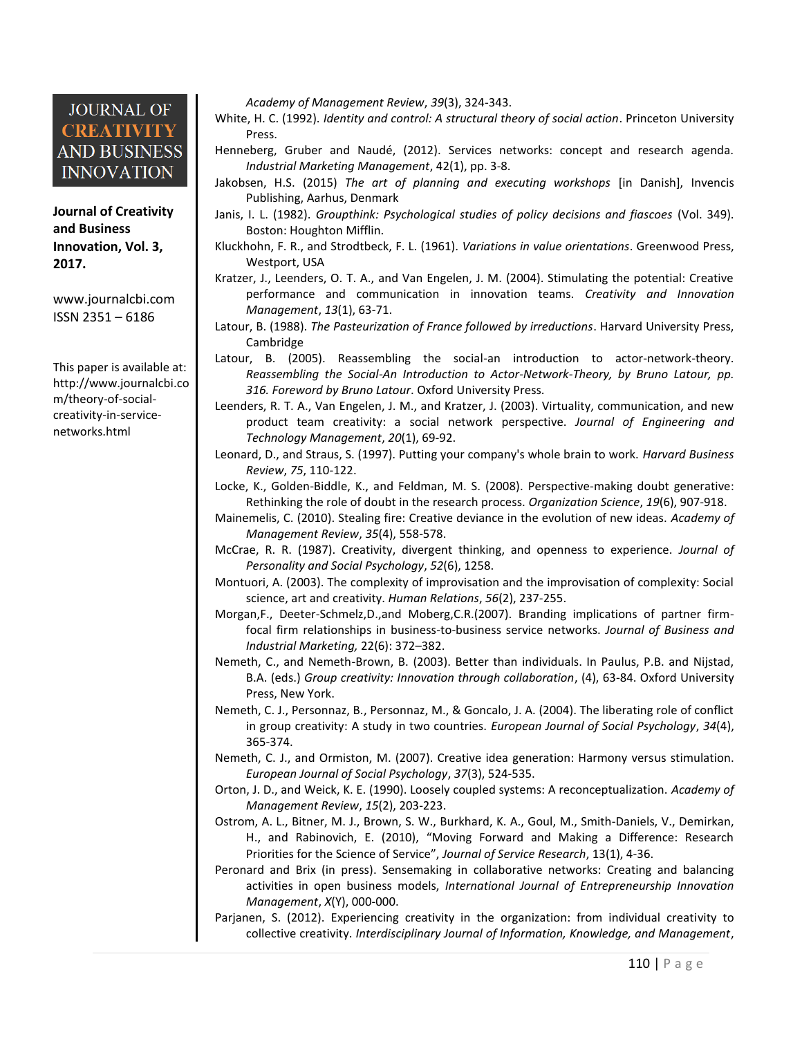*Academy of Management Review*, *39*(3), 324-343.

White, H. C. (1992). *Identity and control: A structural theory of social action*. Princeton University Press.

Henneberg, Gruber and Naudé, (2012). Services networks: concept and research agenda. *Industrial Marketing Management*, 42(1), pp. 3-8.

Jakobsen, H.S. (2015) *The art of planning and executing workshops* [in Danish], Invencis Publishing, Aarhus, Denmark

Janis, I. L. (1982). *Groupthink: Psychological studies of policy decisions and fiascoes* (Vol. 349). Boston: Houghton Mifflin.

Kluckhohn, F. R., and Strodtbeck, F. L. (1961). *Variations in value orientations*. Greenwood Press, Westport, USA

Kratzer, J., Leenders, O. T. A., and Van Engelen, J. M. (2004). Stimulating the potential: Creative performance and communication in innovation teams. *Creativity and Innovation Management*, *13*(1), 63-71.

Latour, B. (1988). *The Pasteurization of France followed by irreductions*. Harvard University Press, Cambridge

Latour, B. (2005). Reassembling the social-an introduction to actor-network-theory. *Reassembling the Social-An Introduction to Actor-Network-Theory, by Bruno Latour, pp. 316. Foreword by Bruno Latour*. Oxford University Press.

Leenders, R. T. A., Van Engelen, J. M., and Kratzer, J. (2003). Virtuality, communication, and new product team creativity: a social network perspective. *Journal of Engineering and Technology Management*, *20*(1), 69-92.

Leonard, D., and Straus, S. (1997). Putting your company's whole brain to work. *Harvard Business Review*, *75*, 110-122.

Locke, K., Golden-Biddle, K., and Feldman, M. S. (2008). Perspective-making doubt generative: Rethinking the role of doubt in the research process. *Organization Science*, *19*(6), 907-918.

Mainemelis, C. (2010). Stealing fire: Creative deviance in the evolution of new ideas. *Academy of Management Review*, *35*(4), 558-578.

McCrae, R. R. (1987). Creativity, divergent thinking, and openness to experience. *Journal of Personality and Social Psychology*, *52*(6), 1258.

Montuori, A. (2003). The complexity of improvisation and the improvisation of complexity: Social science, art and creativity. *Human Relations*, *56*(2), 237-255.

Morgan,F., Deeter-Schmelz,D.,and Moberg,C.R.(2007). Branding implications of partner firm-focal firm relationships in business-to-business service networks. *Journal of Business and Industrial Marketing,* 22(6): 372–382.

Nemeth, C., and Nemeth-Brown, B. (2003). Better than individuals. In Paulus, P.B. and Nijstad, B.A. (eds.) *Group creativity: Innovation through collaboration*, (4), 63-84. Oxford University Press, New York.

Nemeth, C. J., Personnaz, B., Personnaz, M., & Goncalo, J. A. (2004). The liberating role of conflict in group creativity: A study in two countries. *European Journal of Social Psychology*, *34*(4), 365-374.

Nemeth, C. J., and Ormiston, M. (2007). Creative idea generation: Harmony versus stimulation. *European Journal of Social Psychology*, *37*(3), 524-535.

Orton, J. D., and Weick, K. E. (1990). Loosely coupled systems: A reconceptualization. *Academy of Management Review*, *15*(2), 203-223.

Ostrom, A. L., Bitner, M. J., Brown, S. W., Burkhard, K. A., Goul, M., Smith-Daniels, V., Demirkan, H., and Rabinovich, E. (2010), "Moving Forward and Making a Difference: Research Priorities for the Science of Service", *Journal of Service Research*, 13(1), 4-36.

Peronard and Brix (in press). Sensemaking in collaborative networks: Creating and balancing activities in open business models, *International Journal of Entrepreneurship Innovation Management*, *X*(Y), 000-000.

Parjanen, S. (2012). Experiencing creativity in the organization: from individual creativity to collective creativity. *Interdisciplinary Journal of Information, Knowledge, and Management*,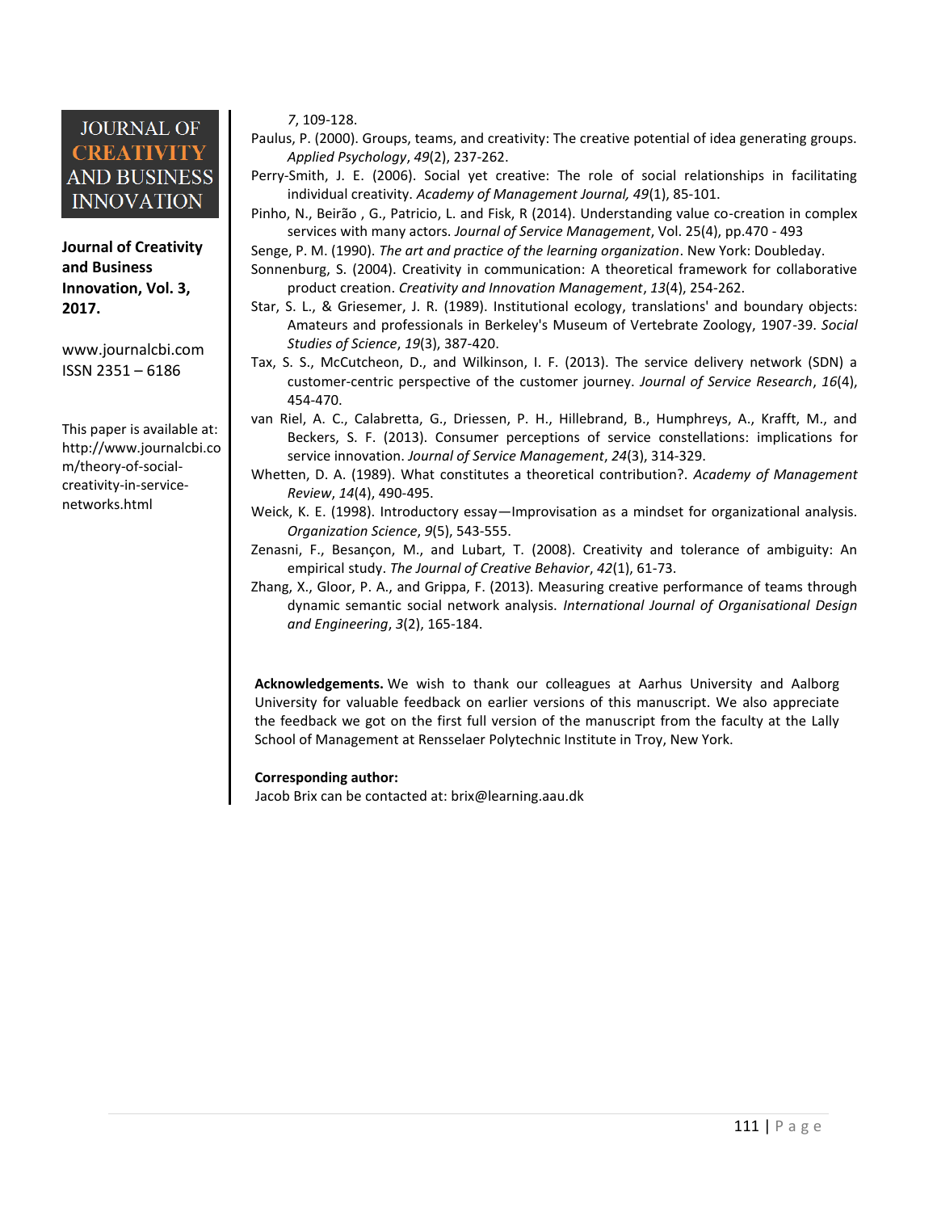*7*, 109-128.

Paulus, P. (2000). Groups, teams, and creativity: The creative potential of idea generating groups. *Applied Psychology*, *49*(2), 237-262.

Perry-Smith, J. E. (2006). Social yet creative: The role of social relationships in facilitating individual creativity. *Academy of Management Journal, 49*(1), 85-101.

Pinho, N., Beirão , G., Patricio, L. and Fisk, R (2014). Understanding value co-creation in complex services with many actors. *Journal of Service Management*, Vol. 25(4), pp.470 - 493

Senge, P. M. (1990). *The art and practice of the learning organization*. New York: Doubleday.

Sonnenburg, S. (2004). Creativity in communication: A theoretical framework for collaborative product creation. *Creativity and Innovation Management*, *13*(4), 254-262.

Star, S. L., & Griesemer, J. R. (1989). Institutional ecology, translations' and boundary objects: Amateurs and professionals in Berkeley's Museum of Vertebrate Zoology, 1907-39. *Social Studies of Science*, *19*(3), 387-420.

Tax, S. S., McCutcheon, D., and Wilkinson, I. F. (2013). The service delivery network (SDN) a customer-centric perspective of the customer journey. *Journal of Service Research*, *16*(4), 454-470.

van Riel, A. C., Calabretta, G., Driessen, P. H., Hillebrand, B., Humphreys, A., Krafft, M., and Beckers, S. F. (2013). Consumer perceptions of service constellations: implications for service innovation. *Journal of Service Management*, *24*(3), 314-329.

Whetten, D. A. (1989). What constitutes a theoretical contribution?. *Academy of Management Review*, *14*(4), 490-495.

Weick, K. E. (1998). Introductory essay—Improvisation as a mindset for organizational analysis. *Organization Science*, *9*(5), 543-555.

Zenasni, F., Besançon, M., and Lubart, T. (2008). Creativity and tolerance of ambiguity: An empirical study. *The Journal of Creative Behavior*, *42*(1), 61-73.

Zhang, X., Gloor, P. A., and Grippa, F. (2013). Measuring creative performance of teams through dynamic semantic social network analysis. *International Journal of Organisational Design and Engineering*, *3*(2), 165-184.

**Acknowledgements.** We wish to thank our colleagues at Aarhus University and Aalborg University for valuable feedback on earlier versions of this manuscript. We also appreciate the feedback we got on the first full version of the manuscript from the faculty at the Lally School of Management at Rensselaer Polytechnic Institute in Troy, New York.

**Corresponding author:**

Jacob Brix can be contacted at: brix@learning.aau.dk

This paper is available at: http://www.journalcbi.com/theory-of-social-creativity-in-service-networks.html